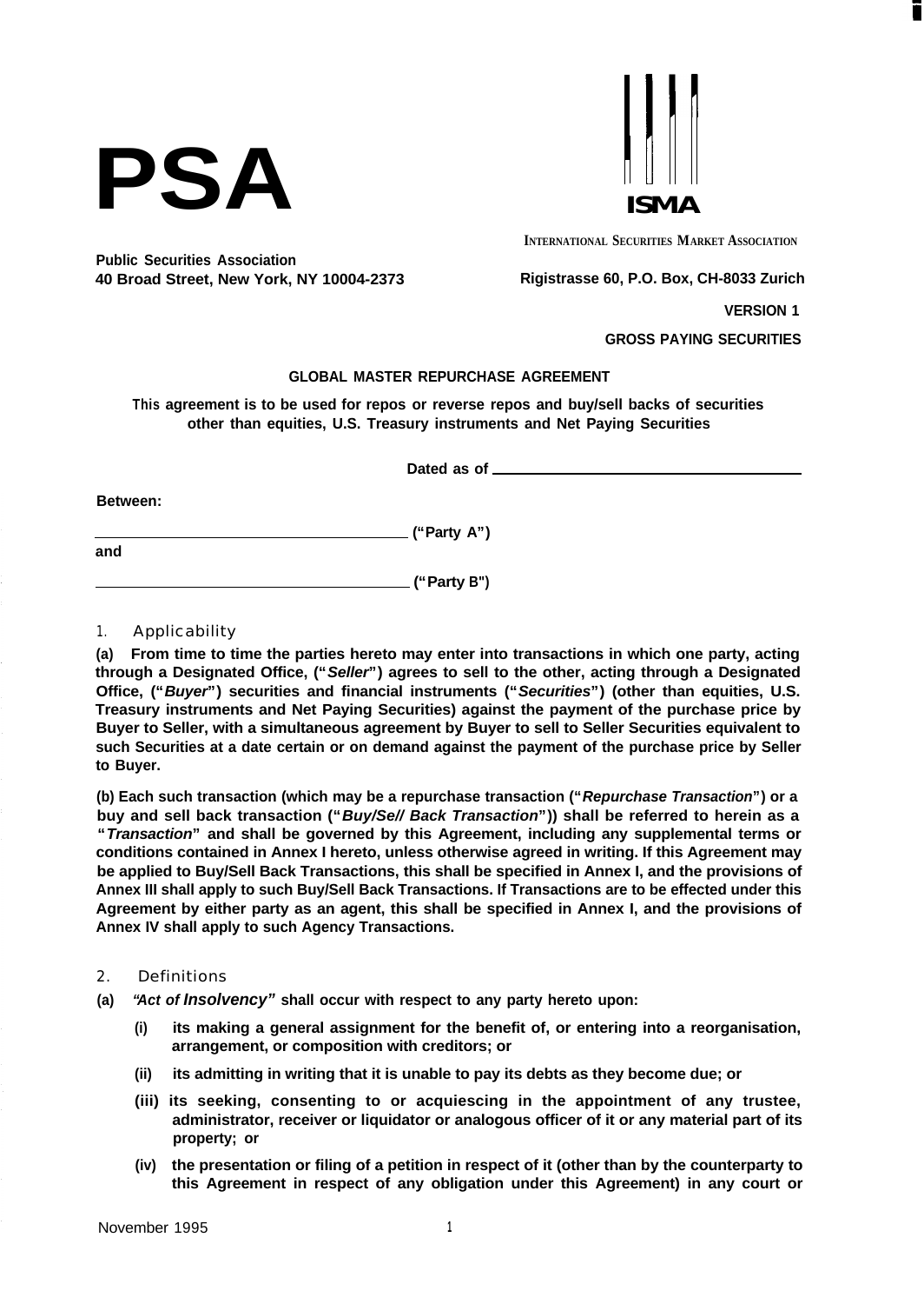**PSA**

**ISMA**

INTERNATIONAL SECURITIES MARKET ASSOCIATION

**Public Securities Association**
**40 Broad Street, New York, NY 10004-2373**

**Rigistrasse 60, P.O. Box, CH-8033 Zurich**

**VERSION 1**

**GROSS PAYING SECURITIES**

# GLOBAL MASTER REPURCHASE AGREEMENT

**This agreement is to be used for repos or reverse repos and buy/sell backs of securities other than equities, U.S. Treasury instruments and Net Paying Securities**

**Dated as of** ______________________

**Between:**

______________________ **("Party A")**

**and**

______________________ **("Party B")**

## 1. Applicability

**(a) From time to time the parties hereto may enter into transactions in which one party, acting through a Designated Office, ("*Seller*") agrees to sell to the other, acting through a Designated Office, ("*Buyer*") securities and financial instruments ("*Securities*") (other than equities, U.S. Treasury instruments and Net Paying Securities) against the payment of the purchase price by Buyer to Seller, with a simultaneous agreement by Buyer to sell to Seller Securities equivalent to such Securities at a date certain or on demand against the payment of the purchase price by Seller to Buyer.**

**(b) Each such transaction (which may be a repurchase transaction ("*Repurchase Transaction*") or a buy and sell back transaction ("*Buy/Se// Back Transaction*")) shall be referred to herein as a "*Transaction*" and shall be governed by this Agreement, including any supplemental terms or conditions contained in Annex I hereto, unless otherwise agreed in writing. If this Agreement may be applied to Buy/Sell Back Transactions, this shall be specified in Annex I, and the provisions of Annex III shall apply to such Buy/Sell Back Transactions. If Transactions are to be effected under this Agreement by either party as an agent, this shall be specified in Annex I, and the provisions of Annex IV shall apply to such Agency Transactions.**

## 2. Definitions

**(a) *"Act of Insolvency"* shall occur with respect to any party hereto upon:**

**(i) its making a general assignment for the benefit of, or entering into a reorganisation, arrangement, or composition with creditors; or**

**(ii) its admitting in writing that it is unable to pay its debts as they become due; or**

**(iii) its seeking, consenting to or acquiescing in the appointment of any trustee, administrator, receiver or liquidator or analogous officer of it or any material part of its property; or**

**(iv) the presentation or filing of a petition in respect of it (other than by the counterparty to this Agreement in respect of any obligation under this Agreement) in any court or**

November 1995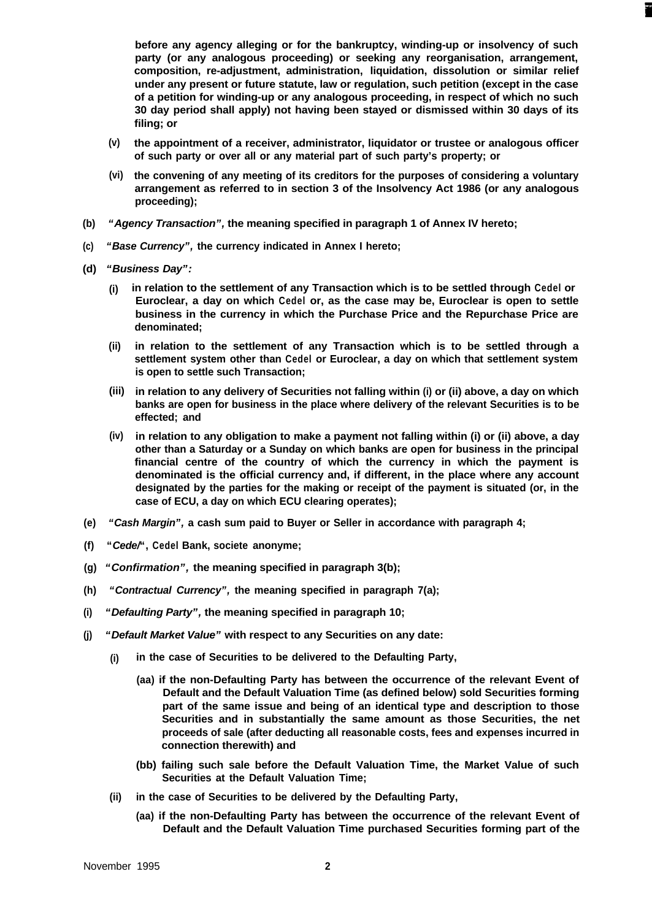**before any agency alleging or for the bankruptcy, winding-up or insolvency of such party (or any analogous proceeding) or seeking any reorganisation, arrangement, composition, re-adjustment, administration, liquidation, dissolution or similar relief under any present or future statute, law or regulation, such petition (except in the case of a petition for winding-up or any analogous proceeding, in respect of which no such 30 day period shall apply) not having been stayed or dismissed within 30 days of its filing; or**

**(v) the appointment of a receiver, administrator, liquidator or trustee or analogous officer of such party or over all or any material part of such party's property; or**

**(vi) the convening of any meeting of its creditors for the purposes of considering a voluntary arrangement as referred to in section 3 of the Insolvency Act 1986 (or any analogous proceeding);**

**(b) *"Agency Transaction",* the meaning specified in paragraph 1 of Annex IV hereto;**

**(c) *"Base Currency",* the currency indicated in Annex I hereto;**

**(d) *"Business Day":***

**(i) in relation to the settlement of any Transaction which is to be settled through Cedel or Euroclear, a day on which Cedel or, as the case may be, Euroclear is open to settle business in the currency in which the Purchase Price and the Repurchase Price are denominated;**

**(ii) in relation to the settlement of any Transaction which is to be settled through a settlement system other than Cedel or Euroclear, a day on which that settlement system is open to settle such Transaction;**

**(iii) in relation to any delivery of Securities not falling within (i) or (ii) above, a day on which banks are open for business in the place where delivery of the relevant Securities is to be effected; and**

**(iv) in relation to any obligation to make a payment not falling within (i) or (ii) above, a day other than a Saturday or a Sunday on which banks are open for business in the principal financial centre of the country of which the currency in which the payment is denominated is the official currency and, if different, in the place where any account designated by the parties for the making or receipt of the payment is situated (or, in the case of ECU, a day on which ECU clearing operates);**

**(e) *"Cash Margin",* a cash sum paid to Buyer or Seller in accordance with paragraph 4;**

**(f) *"Cedel",* Cedel Bank, societe anonyme;**

**(g) *"Confirmation",* the meaning specified in paragraph 3(b);**

**(h) *"Contractual Currency",* the meaning specified in paragraph 7(a);**

**(i) *"Defaulting Party",* the meaning specified in paragraph 10;**

**(j) *"Default Market Value"* with respect to any Securities on any date:**

**(i) in the case of Securities to be delivered to the Defaulting Party,**

**(aa) if the non-Defaulting Party has between the occurrence of the relevant Event of Default and the Default Valuation Time (as defined below) sold Securities forming part of the same issue and being of an identical type and description to those Securities and in substantially the same amount as those Securities, the net proceeds of sale (after deducting all reasonable costs, fees and expenses incurred in connection therewith) and**

**(bb) failing such sale before the Default Valuation Time, the Market Value of such Securities at the Default Valuation Time;**

**(ii) in the case of Securities to be delivered by the Defaulting Party,**

**(aa) if the non-Defaulting Party has between the occurrence of the relevant Event of Default and the Default Valuation Time purchased Securities forming part of the**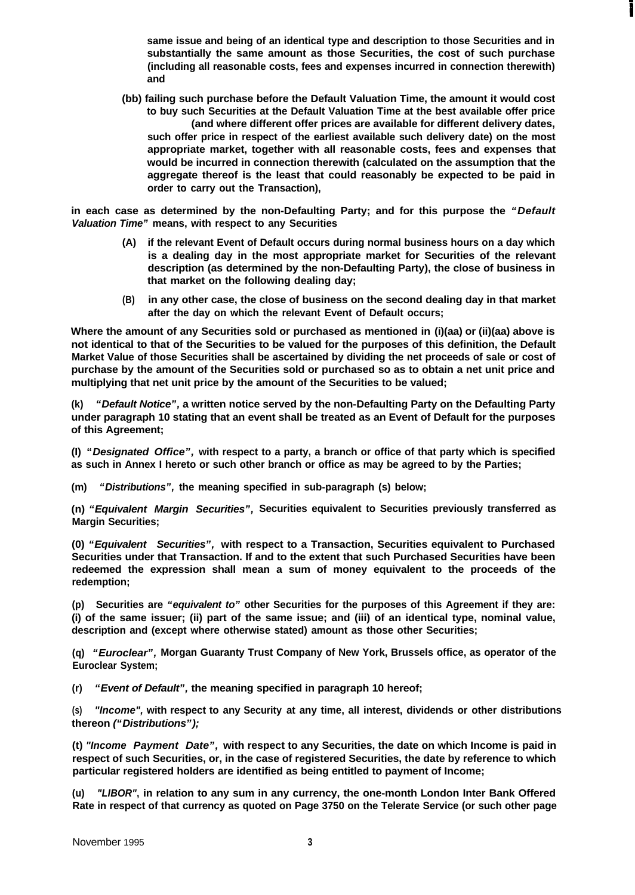same issue and being of an identical type and description to those Securities and in substantially the same amount as those Securities, the cost of such purchase (including all reasonable costs, fees and expenses incurred in connection therewith) and

(bb) failing such purchase before the Default Valuation Time, the amount it would cost to buy such Securities at the Default Valuation Time at the best available offer price (and where different offer prices are available for different delivery dates, such offer price in respect of the earliest available such delivery date) on the most appropriate market, together with all reasonable costs, fees and expenses that would be incurred in connection therewith (calculated on the assumption that the aggregate thereof is the least that could reasonably be expected to be paid in order to carry out the Transaction),

in each case as determined by the non-Defaulting Party; and for this purpose the *"Default Valuation Time"* means, with respect to any Securities

(A) if the relevant Event of Default occurs during normal business hours on a day which is a dealing day in the most appropriate market for Securities of the relevant description (as determined by the non-Defaulting Party), the close of business in that market on the following dealing day;

(B) in any other case, the close of business on the second dealing day in that market after the day on which the relevant Event of Default occurs;

Where the amount of any Securities sold or purchased as mentioned in (i)(aa) or (ii)(aa) above is not identical to that of the Securities to be valued for the purposes of this definition, the Default Market Value of those Securities shall be ascertained by dividing the net proceeds of sale or cost of purchase by the amount of the Securities sold or purchased so as to obtain a net unit price and multiplying that net unit price by the amount of the Securities to be valued;

(k) *"Default Notice"*, a written notice served by the non-Defaulting Party on the Defaulting Party under paragraph 10 stating that an event shall be treated as an Event of Default for the purposes of this Agreement;

(l) *"Designated Office"*, with respect to a party, a branch or office of that party which is specified as such in Annex I hereto or such other branch or office as may be agreed to by the Parties;

(m) *"Distributions"*, the meaning specified in sub-paragraph (s) below;

(n) *"Equivalent Margin Securities"*, Securities equivalent to Securities previously transferred as Margin Securities;

(o) *"Equivalent Securities"*, with respect to a Transaction, Securities equivalent to Purchased Securities under that Transaction. If and to the extent that such Purchased Securities have been redeemed the expression shall mean a sum of money equivalent to the proceeds of the redemption;

(p) Securities are *"equivalent to"* other Securities for the purposes of this Agreement if they are: (i) of the same issuer; (ii) part of the same issue; and (iii) of an identical type, nominal value, description and (except where otherwise stated) amount as those other Securities;

(q) *"Euroclear"*, Morgan Guaranty Trust Company of New York, Brussels office, as operator of the Euroclear System;

(r) *"Event of Default"*, the meaning specified in paragraph 10 hereof;

(s) *"Income"*, with respect to any Security at any time, all interest, dividends or other distributions thereon *("Distributions")*;

(t) *"Income Payment Date"*, with respect to any Securities, the date on which Income is paid in respect of such Securities, or, in the case of registered Securities, the date by reference to which particular registered holders are identified as being entitled to payment of Income;

(u) *"LIBOR"*, in relation to any sum in any currency, the one-month London Inter Bank Offered Rate in respect of that currency as quoted on Page 3750 on the Telerate Service (or such other page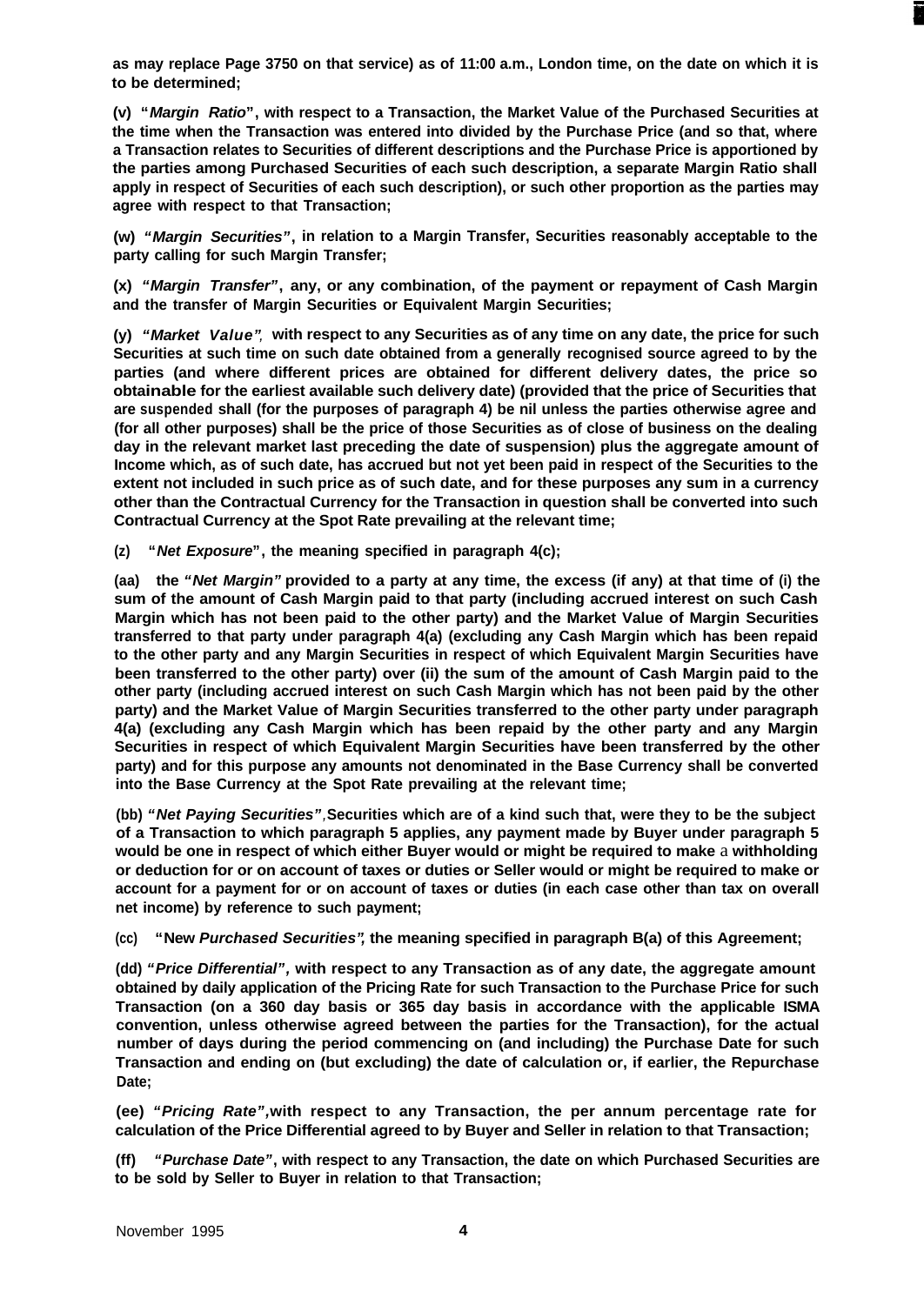**as may replace Page 3750 on that service) as of 11:00 a.m., London time, on the date on which it is to be determined;**

**(v) "*Margin Ratio*", with respect to a Transaction, the Market Value of the Purchased Securities at the time when the Transaction was entered into divided by the Purchase Price (and so that, where a Transaction relates to Securities of different descriptions and the Purchase Price is apportioned by the parties among Purchased Securities of each such description, a separate Margin Ratio shall apply in respect of Securities of each such description), or such other proportion as the parties may agree with respect to that Transaction;**

**(w) "*Margin Securities*", in relation to a Margin Transfer, Securities reasonably acceptable to the party calling for such Margin Transfer;**

**(x) "*Margin Transfer*", any, or any combination, of the payment or repayment of Cash Margin and the transfer of Margin Securities or Equivalent Margin Securities;**

**(y) "*Market Value*", with respect to any Securities as of any time on any date, the price for such Securities at such time on such date obtained from a generally recognised source agreed to by the parties (and where different prices are obtained for different delivery dates, the price so obtainable for the earliest available such delivery date) (provided that the price of Securities that are suspended shall (for the purposes of paragraph 4) be nil unless the parties otherwise agree and (for all other purposes) shall be the price of those Securities as of close of business on the dealing day in the relevant market last preceding the date of suspension) plus the aggregate amount of Income which, as of such date, has accrued but not yet been paid in respect of the Securities to the extent not included in such price as of such date, and for these purposes any sum in a currency other than the Contractual Currency for the Transaction in question shall be converted into such Contractual Currency at the Spot Rate prevailing at the relevant time;**

**(z) "*Net Exposure*", the meaning specified in paragraph 4(c);**

**(aa) the "*Net Margin*" provided to a party at any time, the excess (if any) at that time of (i) the sum of the amount of Cash Margin paid to that party (including accrued interest on such Cash Margin which has not been paid to the other party) and the Market Value of Margin Securities transferred to that party under paragraph 4(a) (excluding any Cash Margin which has been repaid to the other party and any Margin Securities in respect of which Equivalent Margin Securities have been transferred to the other party) over (ii) the sum of the amount of Cash Margin paid to the other party (including accrued interest on such Cash Margin which has not been paid by the other party) and the Market Value of Margin Securities transferred to the other party under paragraph 4(a) (excluding any Cash Margin which has been repaid by the other party and any Margin Securities in respect of which Equivalent Margin Securities have been transferred by the other party) and for this purpose any amounts not denominated in the Base Currency shall be converted into the Base Currency at the Spot Rate prevailing at the relevant time;**

**(bb) "*Net Paying Securities*", Securities which are of a kind such that, were they to be the subject of a Transaction to which paragraph 5 applies, any payment made by Buyer under paragraph 5 would be one in respect of which either Buyer would or might be required to make a withholding or deduction for or on account of taxes or duties or Seller would or might be required to make or account for a payment for or on account of taxes or duties (in each case other than tax on overall net income) by reference to such payment;**

**(cc) "New *Purchased Securities*", the meaning specified in paragraph B(a) of this Agreement;**

**(dd) "*Price Differential*", with respect to any Transaction as of any date, the aggregate amount obtained by daily application of the Pricing Rate for such Transaction to the Purchase Price for such Transaction (on a 360 day basis or 365 day basis in accordance with the applicable ISMA convention, unless otherwise agreed between the parties for the Transaction), for the actual number of days during the period commencing on (and including) the Purchase Date for such Transaction and ending on (but excluding) the date of calculation or, if earlier, the Repurchase Date;**

**(ee) "*Pricing Rate*", with respect to any Transaction, the per annum percentage rate for calculation of the Price Differential agreed to by Buyer and Seller in relation to that Transaction;**

**(ff) "*Purchase Date*", with respect to any Transaction, the date on which Purchased Securities are to be sold by Seller to Buyer in relation to that Transaction;**

November 1995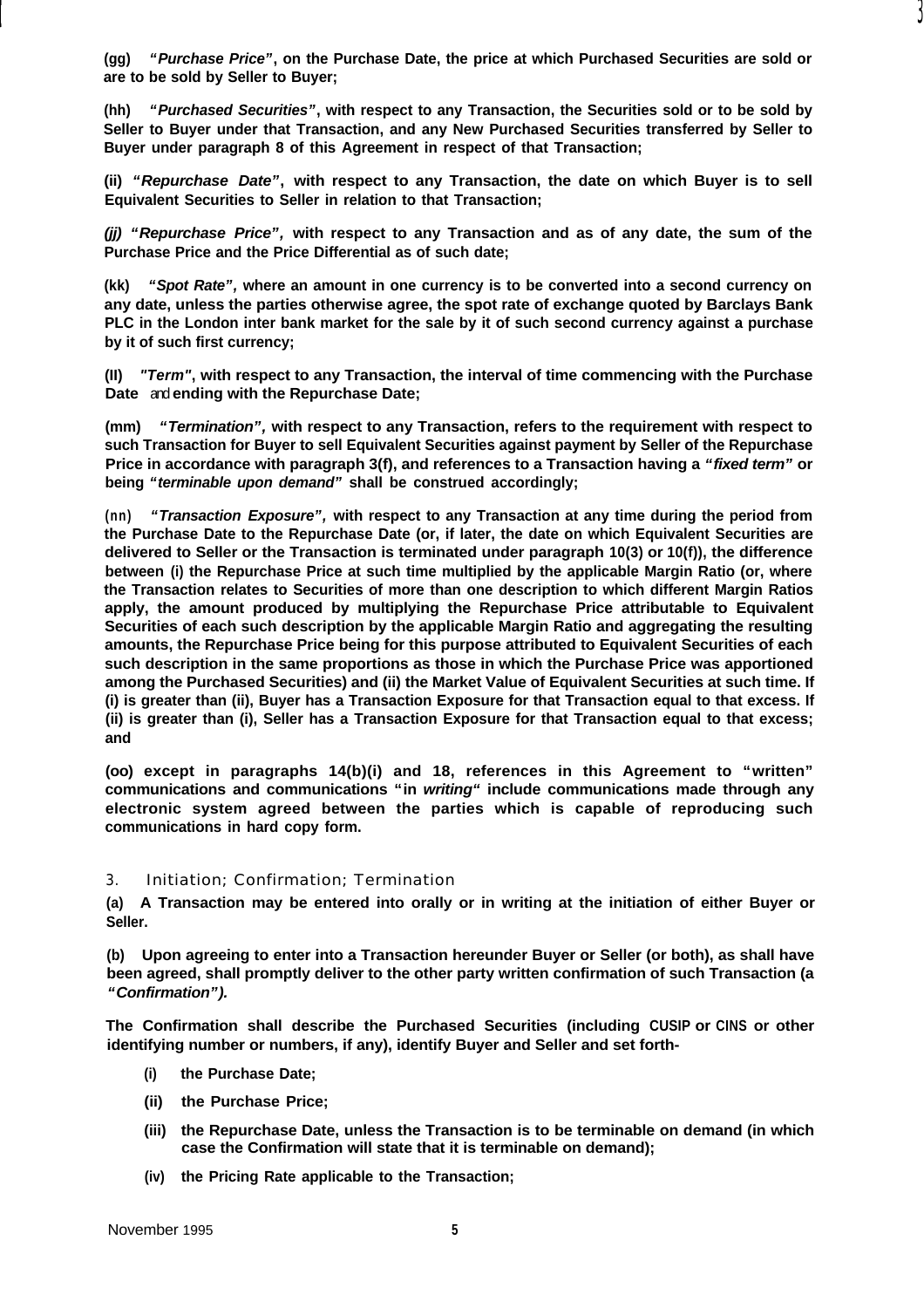**(gg)** ***"Purchase Price"*, on the Purchase Date, the price at which Purchased Securities are sold or are to be sold by Seller to Buyer;**

**(hh)** ***"Purchased Securities"*, with respect to any Transaction, the Securities sold or to be sold by Seller to Buyer under that Transaction, and any New Purchased Securities transferred by Seller to Buyer under paragraph 8 of this Agreement in respect of that Transaction;**

**(ii)** ***"Repurchase Date"*, with respect to any Transaction, the date on which Buyer is to sell Equivalent Securities to Seller in relation to that Transaction;**

***(jj)*** ***"Repurchase Price"*, with respect to any Transaction and as of any date, the sum of the Purchase Price and the Price Differential as of such date;**

**(kk)** ***"Spot Rate"*, where an amount in one currency is to be converted into a second currency on any date, unless the parties otherwise agree, the spot rate of exchange quoted by Barclays Bank PLC in the London inter bank market for the sale by it of such second currency against a purchase by it of such first currency;**

**(ll)** ***"Term"*, with respect to any Transaction, the interval of time commencing with the Purchase Date and ending with the Repurchase Date;**

**(mm)** ***"Termination"*, with respect to any Transaction, refers to the requirement with respect to such Transaction for Buyer to sell Equivalent Securities against payment by Seller of the Repurchase Price in accordance with paragraph 3(f), and references to a Transaction having a *"fixed term"* or being *"terminable upon demand"* shall be construed accordingly;**

**(nn)** ***"Transaction Exposure"*, with respect to any Transaction at any time during the period from the Purchase Date to the Repurchase Date (or, if later, the date on which Equivalent Securities are delivered to Seller or the Transaction is terminated under paragraph 10(3) or 10(f)), the difference between (i) the Repurchase Price at such time multiplied by the applicable Margin Ratio (or, where the Transaction relates to Securities of more than one description to which different Margin Ratios apply, the amount produced by multiplying the Repurchase Price attributable to Equivalent Securities of each such description by the applicable Margin Ratio and aggregating the resulting amounts, the Repurchase Price being for this purpose attributed to Equivalent Securities of each such description in the same proportions as those in which the Purchase Price was apportioned among the Purchased Securities) and (ii) the Market Value of Equivalent Securities at such time. If (i) is greater than (ii), Buyer has a Transaction Exposure for that Transaction equal to that excess. If (ii) is greater than (i), Seller has a Transaction Exposure for that Transaction equal to that excess; and**

**(oo) except in paragraphs 14(b)(i) and 18, references in this Agreement to "written" communications and communications "in *writing*" include communications made through any electronic system agreed between the parties which is capable of reproducing such communications in hard copy form.**

## 3. Initiation; Confirmation; Termination

**(a) A Transaction may be entered into orally or in writing at the initiation of either Buyer or Seller.**

**(b) Upon agreeing to enter into a Transaction hereunder Buyer or Seller (or both), as shall have been agreed, shall promptly deliver to the other party written confirmation of such Transaction (a *"Confirmation"*).**

**The Confirmation shall describe the Purchased Securities (including CUSIP or CINS or other identifying number or numbers, if any), identify Buyer and Seller and set forth-**

- **(i) the Purchase Date;**
- **(ii) the Purchase Price;**
- **(iii) the Repurchase Date, unless the Transaction is to be terminable on demand (in which case the Confirmation will state that it is terminable on demand);**
- **(iv) the Pricing Rate applicable to the Transaction;**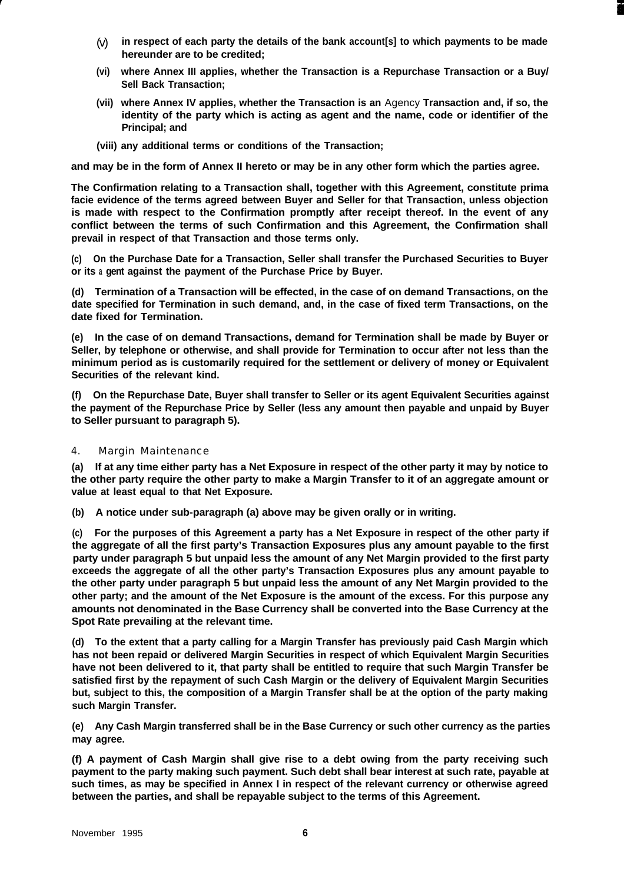(v) **in respect of each party the details of the bank account[s] to which payments to be made hereunder are to be credited;**

(vi) **where Annex III applies, whether the Transaction is a Repurchase Transaction or a Buy/ Sell Back Transaction;**

(vii) **where Annex IV applies, whether the Transaction is an Agency Transaction and, if so, the identity of the party which is acting as agent and the name, code or identifier of the Principal; and**

(viii) **any additional terms or conditions of the Transaction;**

**and may be in the form of Annex II hereto or may be in any other form which the parties agree.**

**The Confirmation relating to a Transaction shall, together with this Agreement, constitute prima facie evidence of the terms agreed between Buyer and Seller for that Transaction, unless objection is made with respect to the Confirmation promptly after receipt thereof. In the event of any conflict between the terms of such Confirmation and this Agreement, the Confirmation shall prevail in respect of that Transaction and those terms only.**

**(c) On the Purchase Date for a Transaction, Seller shall transfer the Purchased Securities to Buyer or its agent against the payment of the Purchase Price by Buyer.**

**(d) Termination of a Transaction will be effected, in the case of on demand Transactions, on the date specified for Termination in such demand, and, in the case of fixed term Transactions, on the date fixed for Termination.**

**(e) In the case of on demand Transactions, demand for Termination shall be made by Buyer or Seller, by telephone or otherwise, and shall provide for Termination to occur after not less than the minimum period as is customarily required for the settlement or delivery of money or Equivalent Securities of the relevant kind.**

**(f) On the Repurchase Date, Buyer shall transfer to Seller or its agent Equivalent Securities against the payment of the Repurchase Price by Seller (less any amount then payable and unpaid by Buyer to Seller pursuant to paragraph 5).**

## 4. Margin Maintenance

**(a) If at any time either party has a Net Exposure in respect of the other party it may by notice to the other party require the other party to make a Margin Transfer to it of an aggregate amount or value at least equal to that Net Exposure.**

**(b) A notice under sub-paragraph (a) above may be given orally or in writing.**

**(c) For the purposes of this Agreement a party has a Net Exposure in respect of the other party if the aggregate of all the first party's Transaction Exposures plus any amount payable to the first party under paragraph 5 but unpaid less the amount of any Net Margin provided to the first party exceeds the aggregate of all the other party's Transaction Exposures plus any amount payable to the other party under paragraph 5 but unpaid less the amount of any Net Margin provided to the other party; and the amount of the Net Exposure is the amount of the excess. For this purpose any amounts not denominated in the Base Currency shall be converted into the Base Currency at the Spot Rate prevailing at the relevant time.**

**(d) To the extent that a party calling for a Margin Transfer has previously paid Cash Margin which has not been repaid or delivered Margin Securities in respect of which Equivalent Margin Securities have not been delivered to it, that party shall be entitled to require that such Margin Transfer be satisfied first by the repayment of such Cash Margin or the delivery of Equivalent Margin Securities but, subject to this, the composition of a Margin Transfer shall be at the option of the party making such Margin Transfer.**

**(e) Any Cash Margin transferred shall be in the Base Currency or such other currency as the parties may agree.**

**(f) A payment of Cash Margin shall give rise to a debt owing from the party receiving such payment to the party making such payment. Such debt shall bear interest at such rate, payable at such times, as may be specified in Annex I in respect of the relevant currency or otherwise agreed between the parties, and shall be repayable subject to the terms of this Agreement.**

November 1995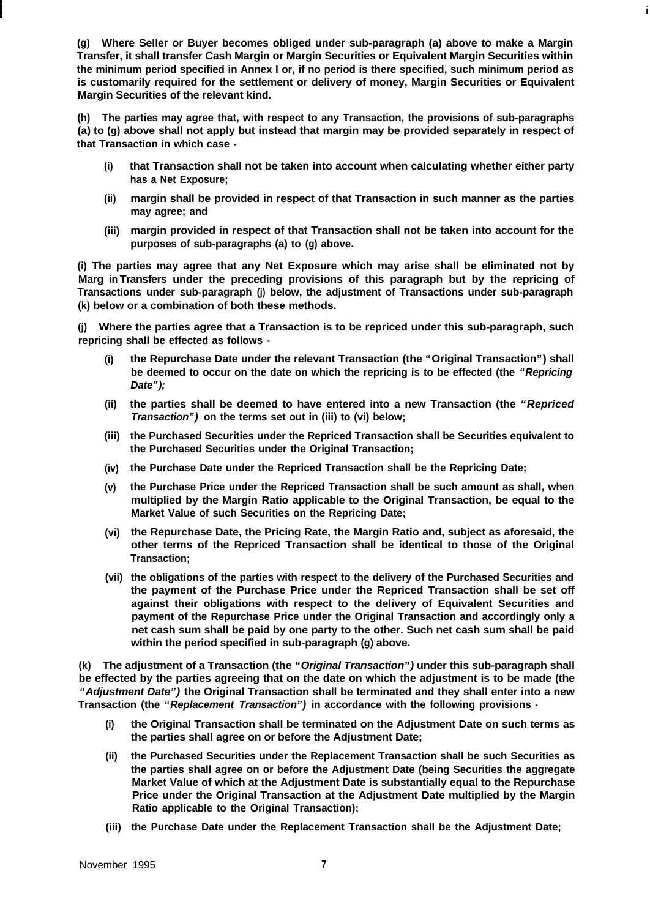**(g) Where Seller or Buyer becomes obliged under sub-paragraph (a) above to make a Margin Transfer, it shall transfer Cash Margin or Margin Securities or Equivalent Margin Securities within the minimum period specified in Annex I or, if no period is there specified, such minimum period as is customarily required for the settlement or delivery of money, Margin Securities or Equivalent Margin Securities of the relevant kind.**

**(h) The parties may agree that, with respect to any Transaction, the provisions of sub-paragraphs (a) to (g) above shall not apply but instead that margin may be provided separately in respect of that Transaction in which case -**

- **(i) that Transaction shall not be taken into account when calculating whether either party has a Net Exposure;**
- **(ii) margin shall be provided in respect of that Transaction in such manner as the parties may agree; and**
- **(iii) margin provided in respect of that Transaction shall not be taken into account for the purposes of sub-paragraphs (a) to (g) above.**

**(i) The parties may agree that any Net Exposure which may arise shall be eliminated not by Marg in Transfers under the preceding provisions of this paragraph but by the repricing of Transactions under sub-paragraph (j) below, the adjustment of Transactions under sub-paragraph (k) below or a combination of both these methods.**

**(j) Where the parties agree that a Transaction is to be repriced under this sub-paragraph, such repricing shall be effected as follows -**

- **(i) the Repurchase Date under the relevant Transaction (the "Original Transaction") shall be deemed to occur on the date on which the repricing is to be effected (the *"Repricing Date");***
- **(ii) the parties shall be deemed to have entered into a new Transaction (the *"Repriced Transaction")* on the terms set out in (iii) to (vi) below;**
- **(iii) the Purchased Securities under the Repriced Transaction shall be Securities equivalent to the Purchased Securities under the Original Transaction;**
- **(iv) the Purchase Date under the Repriced Transaction shall be the Repricing Date;**
- **(v) the Purchase Price under the Repriced Transaction shall be such amount as shall, when multiplied by the Margin Ratio applicable to the Original Transaction, be equal to the Market Value of such Securities on the Repricing Date;**
- **(vi) the Repurchase Date, the Pricing Rate, the Margin Ratio and, subject as aforesaid, the other terms of the Repriced Transaction shall be identical to those of the Original Transaction;**
- **(vii) the obligations of the parties with respect to the delivery of the Purchased Securities and the payment of the Purchase Price under the Repriced Transaction shall be set off against their obligations with respect to the delivery of Equivalent Securities and payment of the Repurchase Price under the Original Transaction and accordingly only a net cash sum shall be paid by one party to the other. Such net cash sum shall be paid within the period specified in sub-paragraph (g) above.**

**(k) The adjustment of a Transaction (the *"Original Transaction")* under this sub-paragraph shall be effected by the parties agreeing that on the date on which the adjustment is to be made (the *"Adjustment Date")* the Original Transaction shall be terminated and they shall enter into a new Transaction (the *"Replacement Transaction")* in accordance with the following provisions -**

- **(i) the Original Transaction shall be terminated on the Adjustment Date on such terms as the parties shall agree on or before the Adjustment Date;**
- **(ii) the Purchased Securities under the Replacement Transaction shall be such Securities as the parties shall agree on or before the Adjustment Date (being Securities the aggregate Market Value of which at the Adjustment Date is substantially equal to the Repurchase Price under the Original Transaction at the Adjustment Date multiplied by the Margin Ratio applicable to the Original Transaction);**
- **(iii) the Purchase Date under the Replacement Transaction shall be the Adjustment Date;**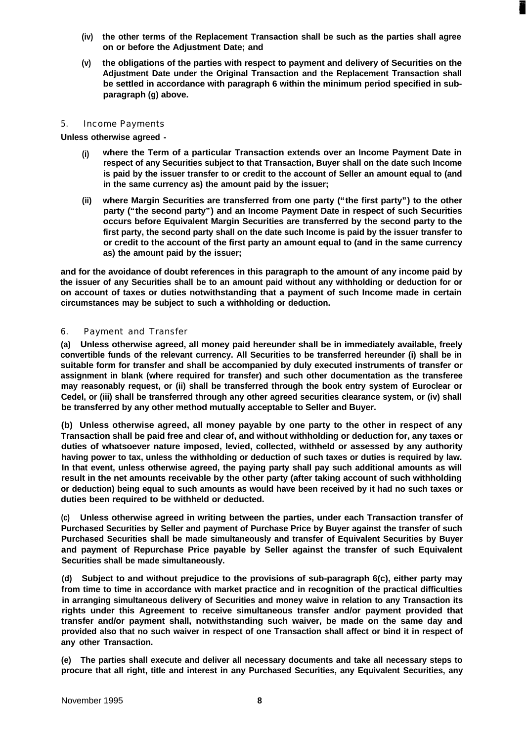**(iv) the other terms of the Replacement Transaction shall be such as the parties shall agree on or before the Adjustment Date; and**

**(v) the obligations of the parties with respect to payment and delivery of Securities on the Adjustment Date under the Original Transaction and the Replacement Transaction shall be settled in accordance with paragraph 6 within the minimum period specified in sub-paragraph (g) above.**

## 5. Income Payments

**Unless otherwise agreed -**

**(i) where the Term of a particular Transaction extends over an Income Payment Date in respect of any Securities subject to that Transaction, Buyer shall on the date such Income is paid by the issuer transfer to or credit to the account of Seller an amount equal to (and in the same currency as) the amount paid by the issuer;**

**(ii) where Margin Securities are transferred from one party ("the first party") to the other party ("the second party") and an Income Payment Date in respect of such Securities occurs before Equivalent Margin Securities are transferred by the second party to the first party, the second party shall on the date such Income is paid by the issuer transfer to or credit to the account of the first party an amount equal to (and in the same currency as) the amount paid by the issuer;**

**and for the avoidance of doubt references in this paragraph to the amount of any income paid by the issuer of any Securities shall be to an amount paid without any withholding or deduction for or on account of taxes or duties notwithstanding that a payment of such Income made in certain circumstances may be subject to such a withholding or deduction.**

## 6. Payment and Transfer

**(a) Unless otherwise agreed, all money paid hereunder shall be in immediately available, freely convertible funds of the relevant currency. All Securities to be transferred hereunder (i) shall be in suitable form for transfer and shall be accompanied by duly executed instruments of transfer or assignment in blank (where required for transfer) and such other documentation as the transferee may reasonably request, or (ii) shall be transferred through the book entry system of Euroclear or Cedel, or (iii) shall be transferred through any other agreed securities clearance system, or (iv) shall be transferred by any other method mutually acceptable to Seller and Buyer.**

**(b) Unless otherwise agreed, all money payable by one party to the other in respect of any Transaction shall be paid free and clear of, and without withholding or deduction for, any taxes or duties of whatsoever nature imposed, levied, collected, withheld or assessed by any authority having power to tax, unless the withholding or deduction of such taxes or duties is required by law. In that event, unless otherwise agreed, the paying party shall pay such additional amounts as will result in the net amounts receivable by the other party (after taking account of such withholding or deduction) being equal to such amounts as would have been received by it had no such taxes or duties been required to be withheld or deducted.**

**(c) Unless otherwise agreed in writing between the parties, under each Transaction transfer of Purchased Securities by Seller and payment of Purchase Price by Buyer against the transfer of such Purchased Securities shall be made simultaneously and transfer of Equivalent Securities by Buyer and payment of Repurchase Price payable by Seller against the transfer of such Equivalent Securities shall be made simultaneously.**

**(d) Subject to and without prejudice to the provisions of sub-paragraph 6(c), either party may from time to time in accordance with market practice and in recognition of the practical difficulties in arranging simultaneous delivery of Securities and money waive in relation to any Transaction its rights under this Agreement to receive simultaneous transfer and/or payment provided that transfer and/or payment shall, notwithstanding such waiver, be made on the same day and provided also that no such waiver in respect of one Transaction shall affect or bind it in respect of any other Transaction.**

**(e) The parties shall execute and deliver all necessary documents and take all necessary steps to procure that all right, title and interest in any Purchased Securities, any Equivalent Securities, any**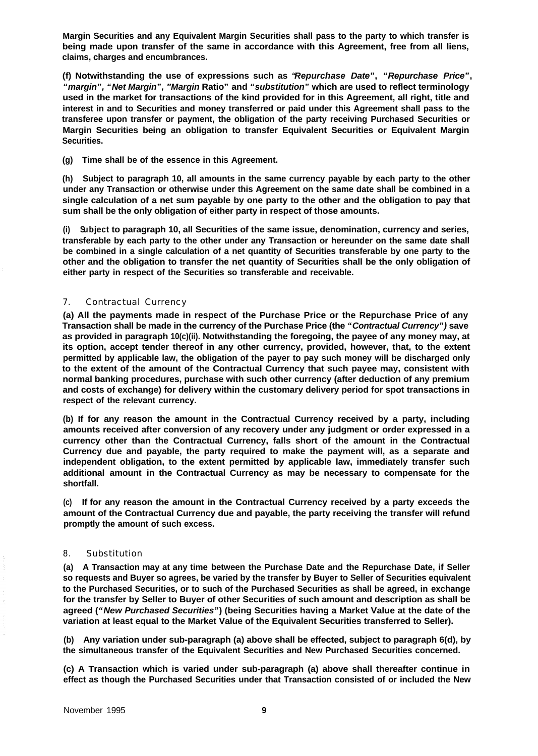**Margin Securities and any Equivalent Margin Securities shall pass to the party to which transfer is being made upon transfer of the same in accordance with this Agreement, free from all liens, claims, charges and encumbrances.**

**(f) Notwithstanding the use of expressions such as *"Repurchase Date"*, *"Repurchase Price"*, *"margin"*, *"Net Margin"*, *"Margin* Ratio" and *"substitution"* which are used to reflect terminology used in the market for transactions of the kind provided for in this Agreement, all right, title and interest in and to Securities and money transferred or paid under this Agreement shall pass to the transferee upon transfer or payment, the obligation of the party receiving Purchased Securities or Margin Securities being an obligation to transfer Equivalent Securities or Equivalent Margin Securities.**

**(g) Time shall be of the essence in this Agreement.**

**(h) Subject to paragraph 10, all amounts in the same currency payable by each party to the other under any Transaction or otherwise under this Agreement on the same date shall be combined in a single calculation of a net sum payable by one party to the other and the obligation to pay that sum shall be the only obligation of either party in respect of those amounts.**

**(i) Subject to paragraph 10, all Securities of the same issue, denomination, currency and series, transferable by each party to the other under any Transaction or hereunder on the same date shall be combined in a single calculation of a net quantity of Securities transferable by one party to the other and the obligation to transfer the net quantity of Securities shall be the only obligation of either party in respect of the Securities so transferable and receivable.**

## 7. Contractual Currency

**(a) All the payments made in respect of the Purchase Price or the Repurchase Price of any Transaction shall be made in the currency of the Purchase Price (the *"Contractual Currency")* save as provided in paragraph 10(c)(ii). Notwithstanding the foregoing, the payee of any money may, at its option, accept tender thereof in any other currency, provided, however, that, to the extent permitted by applicable law, the obligation of the payer to pay such money will be discharged only to the extent of the amount of the Contractual Currency that such payee may, consistent with normal banking procedures, purchase with such other currency (after deduction of any premium and costs of exchange) for delivery within the customary delivery period for spot transactions in respect of the relevant currency.**

**(b) If for any reason the amount in the Contractual Currency received by a party, including amounts received after conversion of any recovery under any judgment or order expressed in a currency other than the Contractual Currency, falls short of the amount in the Contractual Currency due and payable, the party required to make the payment will, as a separate and independent obligation, to the extent permitted by applicable law, immediately transfer such additional amount in the Contractual Currency as may be necessary to compensate for the shortfall.**

**(c) If for any reason the amount in the Contractual Currency received by a party exceeds the amount of the Contractual Currency due and payable, the party receiving the transfer will refund promptly the amount of such excess.**

## 8. Substitution

**(a) A Transaction may at any time between the Purchase Date and the Repurchase Date, if Seller so requests and Buyer so agrees, be varied by the transfer by Buyer to Seller of Securities equivalent to the Purchased Securities, or to such of the Purchased Securities as shall be agreed, in exchange for the transfer by Seller to Buyer of other Securities of such amount and description as shall be agreed (*"New Purchased Securities"*) (being Securities having a Market Value at the date of the variation at least equal to the Market Value of the Equivalent Securities transferred to Seller).**

**(b) Any variation under sub-paragraph (a) above shall be effected, subject to paragraph 6(d), by the simultaneous transfer of the Equivalent Securities and New Purchased Securities concerned.**

**(c) A Transaction which is varied under sub-paragraph (a) above shall thereafter continue in effect as though the Purchased Securities under that Transaction consisted of or included the New**

November 1995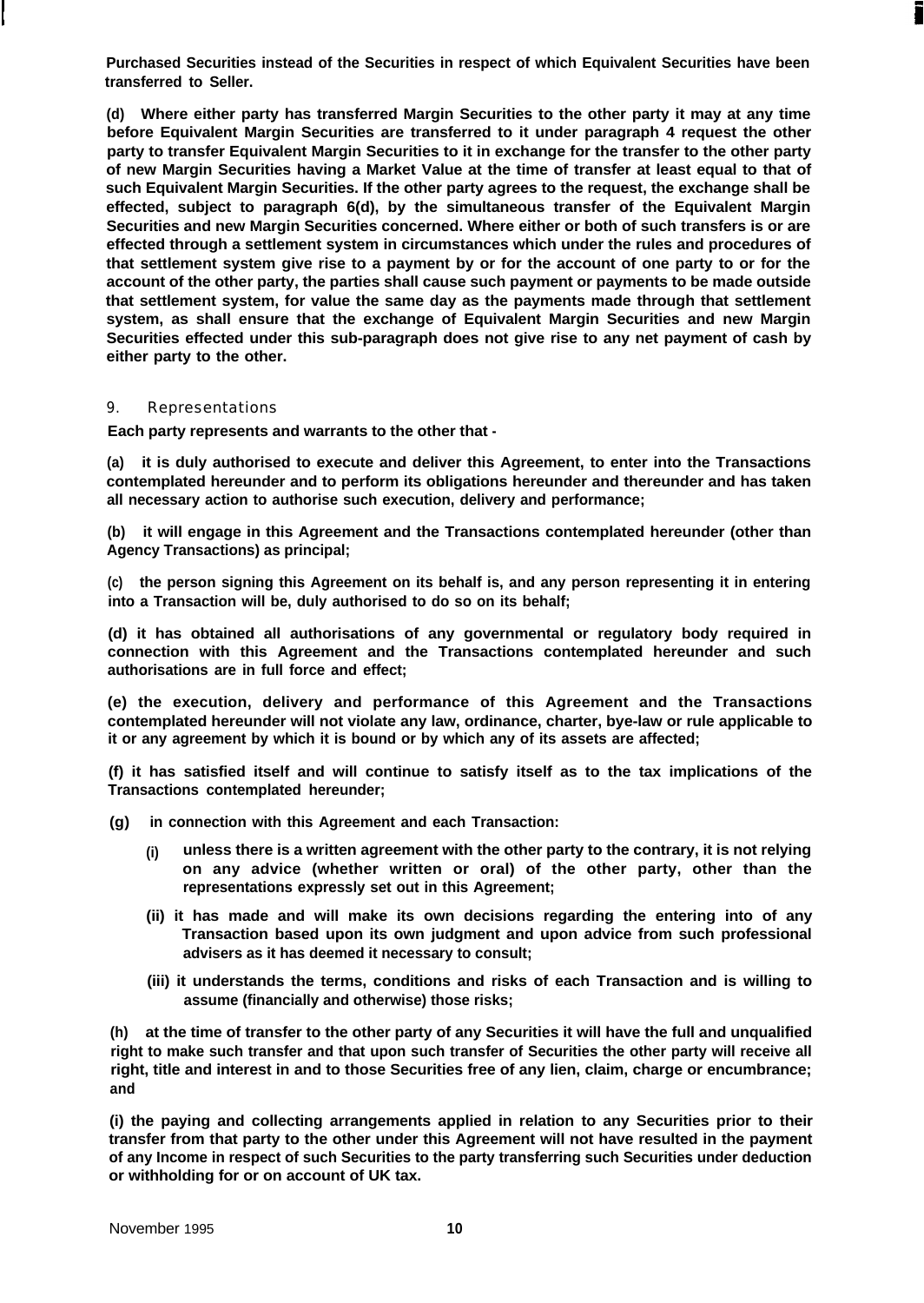**Purchased Securities instead of the Securities in respect of which Equivalent Securities have been transferred to Seller.**

**(d) Where either party has transferred Margin Securities to the other party it may at any time before Equivalent Margin Securities are transferred to it under paragraph 4 request the other party to transfer Equivalent Margin Securities to it in exchange for the transfer to the other party of new Margin Securities having a Market Value at the time of transfer at least equal to that of such Equivalent Margin Securities. If the other party agrees to the request, the exchange shall be effected, subject to paragraph 6(d), by the simultaneous transfer of the Equivalent Margin Securities and new Margin Securities concerned. Where either or both of such transfers is or are effected through a settlement system in circumstances which under the rules and procedures of that settlement system give rise to a payment by or for the account of one party to or for the account of the other party, the parties shall cause such payment or payments to be made outside that settlement system, for value the same day as the payments made through that settlement system, as shall ensure that the exchange of Equivalent Margin Securities and new Margin Securities effected under this sub-paragraph does not give rise to any net payment of cash by either party to the other.**

## 9. Representations

**Each party represents and warrants to the other that -**

**(a) it is duly authorised to execute and deliver this Agreement, to enter into the Transactions contemplated hereunder and to perform its obligations hereunder and thereunder and has taken all necessary action to authorise such execution, delivery and performance;**

**(b) it will engage in this Agreement and the Transactions contemplated hereunder (other than Agency Transactions) as principal;**

**(c) the person signing this Agreement on its behalf is, and any person representing it in entering into a Transaction will be, duly authorised to do so on its behalf;**

**(d) it has obtained all authorisations of any governmental or regulatory body required in connection with this Agreement and the Transactions contemplated hereunder and such authorisations are in full force and effect;**

**(e) the execution, delivery and performance of this Agreement and the Transactions contemplated hereunder will not violate any law, ordinance, charter, bye-law or rule applicable to it or any agreement by which it is bound or by which any of its assets are affected;**

**(f) it has satisfied itself and will continue to satisfy itself as to the tax implications of the Transactions contemplated hereunder;**

**(g) in connection with this Agreement and each Transaction:**

**(i) unless there is a written agreement with the other party to the contrary, it is not relying on any advice (whether written or oral) of the other party, other than the representations expressly set out in this Agreement;**

**(ii) it has made and will make its own decisions regarding the entering into of any Transaction based upon its own judgment and upon advice from such professional advisers as it has deemed it necessary to consult;**

**(iii) it understands the terms, conditions and risks of each Transaction and is willing to assume (financially and otherwise) those risks;**

**(h) at the time of transfer to the other party of any Securities it will have the full and unqualified right to make such transfer and that upon such transfer of Securities the other party will receive all right, title and interest in and to those Securities free of any lien, claim, charge or encumbrance; and**

**(i) the paying and collecting arrangements applied in relation to any Securities prior to their transfer from that party to the other under this Agreement will not have resulted in the payment of any Income in respect of such Securities to the party transferring such Securities under deduction or withholding for or on account of UK tax.**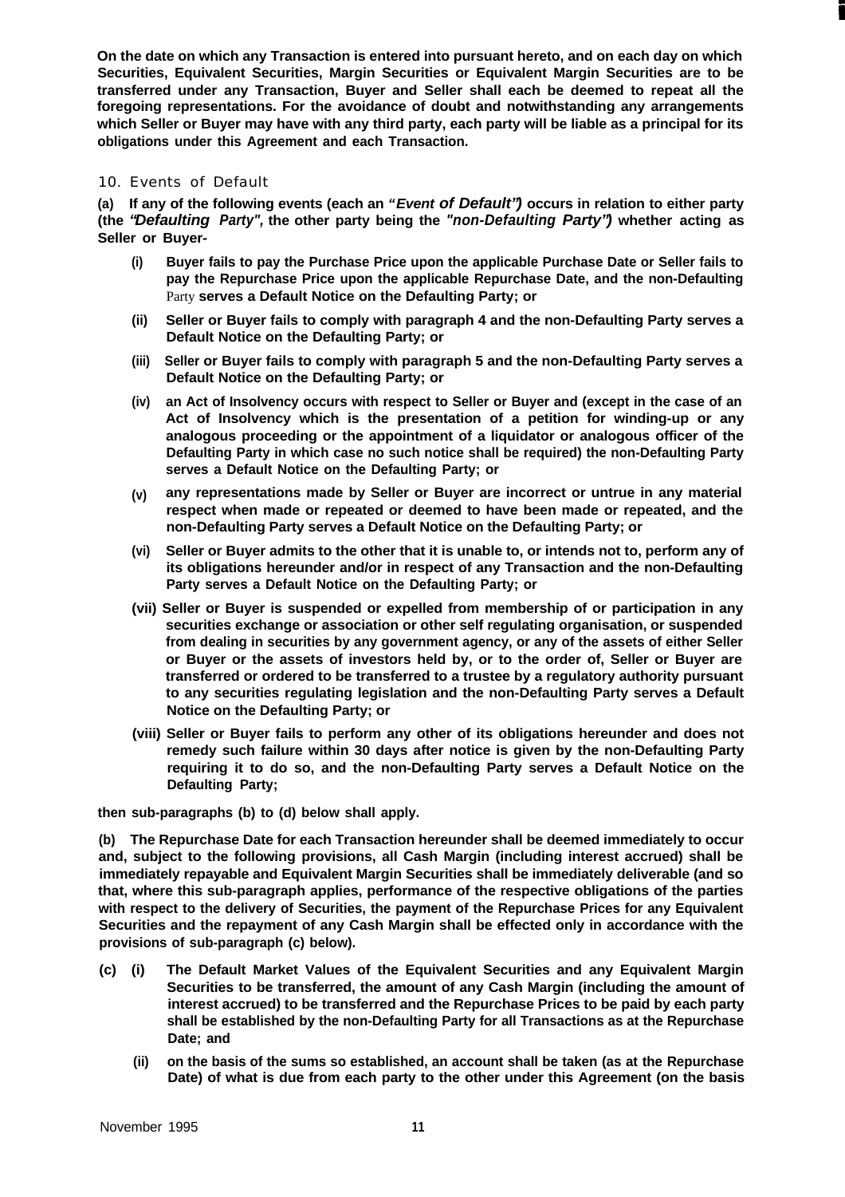**On the date on which any Transaction is entered into pursuant hereto, and on each day on which Securities, Equivalent Securities, Margin Securities or Equivalent Margin Securities are to be transferred under any Transaction, Buyer and Seller shall each be deemed to repeat all the foregoing representations. For the avoidance of doubt and notwithstanding any arrangements which Seller or Buyer may have with any third party, each party will be liable as a principal for its obligations under this Agreement and each Transaction.**

## 10. Events of Default

**(a) If any of the following events (each an *"Event of Default"*) occurs in relation to either party (the *"Defaulting Party"*, the other party being the *"non-Defaulting Party"*) whether acting as Seller or Buyer-**

**(i) Buyer fails to pay the Purchase Price upon the applicable Purchase Date or Seller fails to pay the Repurchase Price upon the applicable Repurchase Date, and the non-Defaulting Party serves a Default Notice on the Defaulting Party; or**

**(ii) Seller or Buyer fails to comply with paragraph 4 and the non-Defaulting Party serves a Default Notice on the Defaulting Party; or**

**(iii) Seller or Buyer fails to comply with paragraph 5 and the non-Defaulting Party serves a Default Notice on the Defaulting Party; or**

**(iv) an Act of Insolvency occurs with respect to Seller or Buyer and (except in the case of an Act of Insolvency which is the presentation of a petition for winding-up or any analogous proceeding or the appointment of a liquidator or analogous officer of the Defaulting Party in which case no such notice shall be required) the non-Defaulting Party serves a Default Notice on the Defaulting Party; or**

**(v) any representations made by Seller or Buyer are incorrect or untrue in any material respect when made or repeated or deemed to have been made or repeated, and the non-Defaulting Party serves a Default Notice on the Defaulting Party; or**

**(vi) Seller or Buyer admits to the other that it is unable to, or intends not to, perform any of its obligations hereunder and/or in respect of any Transaction and the non-Defaulting Party serves a Default Notice on the Defaulting Party; or**

**(vii) Seller or Buyer is suspended or expelled from membership of or participation in any securities exchange or association or other self regulating organisation, or suspended from dealing in securities by any government agency, or any of the assets of either Seller or Buyer or the assets of investors held by, or to the order of, Seller or Buyer are transferred or ordered to be transferred to a trustee by a regulatory authority pursuant to any securities regulating legislation and the non-Defaulting Party serves a Default Notice on the Defaulting Party; or**

**(viii) Seller or Buyer fails to perform any other of its obligations hereunder and does not remedy such failure within 30 days after notice is given by the non-Defaulting Party requiring it to do so, and the non-Defaulting Party serves a Default Notice on the Defaulting Party;**

**then sub-paragraphs (b) to (d) below shall apply.**

**(b) The Repurchase Date for each Transaction hereunder shall be deemed immediately to occur and, subject to the following provisions, all Cash Margin (including interest accrued) shall be immediately repayable and Equivalent Margin Securities shall be immediately deliverable (and so that, where this sub-paragraph applies, performance of the respective obligations of the parties with respect to the delivery of Securities, the payment of the Repurchase Prices for any Equivalent Securities and the repayment of any Cash Margin shall be effected only in accordance with the provisions of sub-paragraph (c) below).**

**(c) (i) The Default Market Values of the Equivalent Securities and any Equivalent Margin Securities to be transferred, the amount of any Cash Margin (including the amount of interest accrued) to be transferred and the Repurchase Prices to be paid by each party shall be established by the non-Defaulting Party for all Transactions as at the Repurchase Date; and**

**(ii) on the basis of the sums so established, an account shall be taken (as at the Repurchase Date) of what is due from each party to the other under this Agreement (on the basis**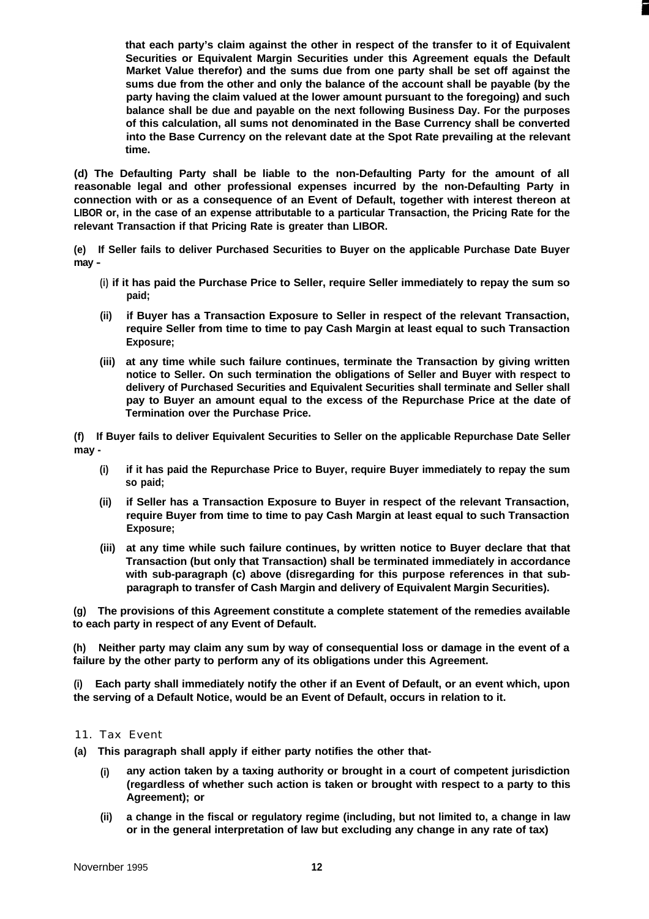**that each party's claim against the other in respect of the transfer to it of Equivalent Securities or Equivalent Margin Securities under this Agreement equals the Default Market Value therefor) and the sums due from one party shall be set off against the sums due from the other and only the balance of the account shall be payable (by the party having the claim valued at the lower amount pursuant to the foregoing) and such balance shall be due and payable on the next following Business Day. For the purposes of this calculation, all sums not denominated in the Base Currency shall be converted into the Base Currency on the relevant date at the Spot Rate prevailing at the relevant time.**

**(d) The Defaulting Party shall be liable to the non-Defaulting Party for the amount of all reasonable legal and other professional expenses incurred by the non-Defaulting Party in connection with or as a consequence of an Event of Default, together with interest thereon at LIBOR or, in the case of an expense attributable to a particular Transaction, the Pricing Rate for the relevant Transaction if that Pricing Rate is greater than LIBOR.**

**(e) If Seller fails to deliver Purchased Securities to Buyer on the applicable Purchase Date Buyer may -**

- **(i) if it has paid the Purchase Price to Seller, require Seller immediately to repay the sum so paid;**
- **(ii) if Buyer has a Transaction Exposure to Seller in respect of the relevant Transaction, require Seller from time to time to pay Cash Margin at least equal to such Transaction Exposure;**
- **(iii) at any time while such failure continues, terminate the Transaction by giving written notice to Seller. On such termination the obligations of Seller and Buyer with respect to delivery of Purchased Securities and Equivalent Securities shall terminate and Seller shall pay to Buyer an amount equal to the excess of the Repurchase Price at the date of Termination over the Purchase Price.**

**(f) If Buyer fails to deliver Equivalent Securities to Seller on the applicable Repurchase Date Seller may -**

- **(i) if it has paid the Repurchase Price to Buyer, require Buyer immediately to repay the sum so paid;**
- **(ii) if Seller has a Transaction Exposure to Buyer in respect of the relevant Transaction, require Buyer from time to time to pay Cash Margin at least equal to such Transaction Exposure;**
- **(iii) at any time while such failure continues, by written notice to Buyer declare that that Transaction (but only that Transaction) shall be terminated immediately in accordance with sub-paragraph (c) above (disregarding for this purpose references in that sub-paragraph to transfer of Cash Margin and delivery of Equivalent Margin Securities).**

**(g) The provisions of this Agreement constitute a complete statement of the remedies available to each party in respect of any Event of Default.**

**(h) Neither party may claim any sum by way of consequential loss or damage in the event of a failure by the other party to perform any of its obligations under this Agreement.**

**(i) Each party shall immediately notify the other if an Event of Default, or an event which, upon the serving of a Default Notice, would be an Event of Default, occurs in relation to it.**

## 11. Tax Event

**(a) This paragraph shall apply if either party notifies the other that-**

- **(i) any action taken by a taxing authority or brought in a court of competent jurisdiction (regardless of whether such action is taken or brought with respect to a party to this Agreement); or**
- **(ii) a change in the fiscal or regulatory regime (including, but not limited to, a change in law or in the general interpretation of law but excluding any change in any rate of tax)**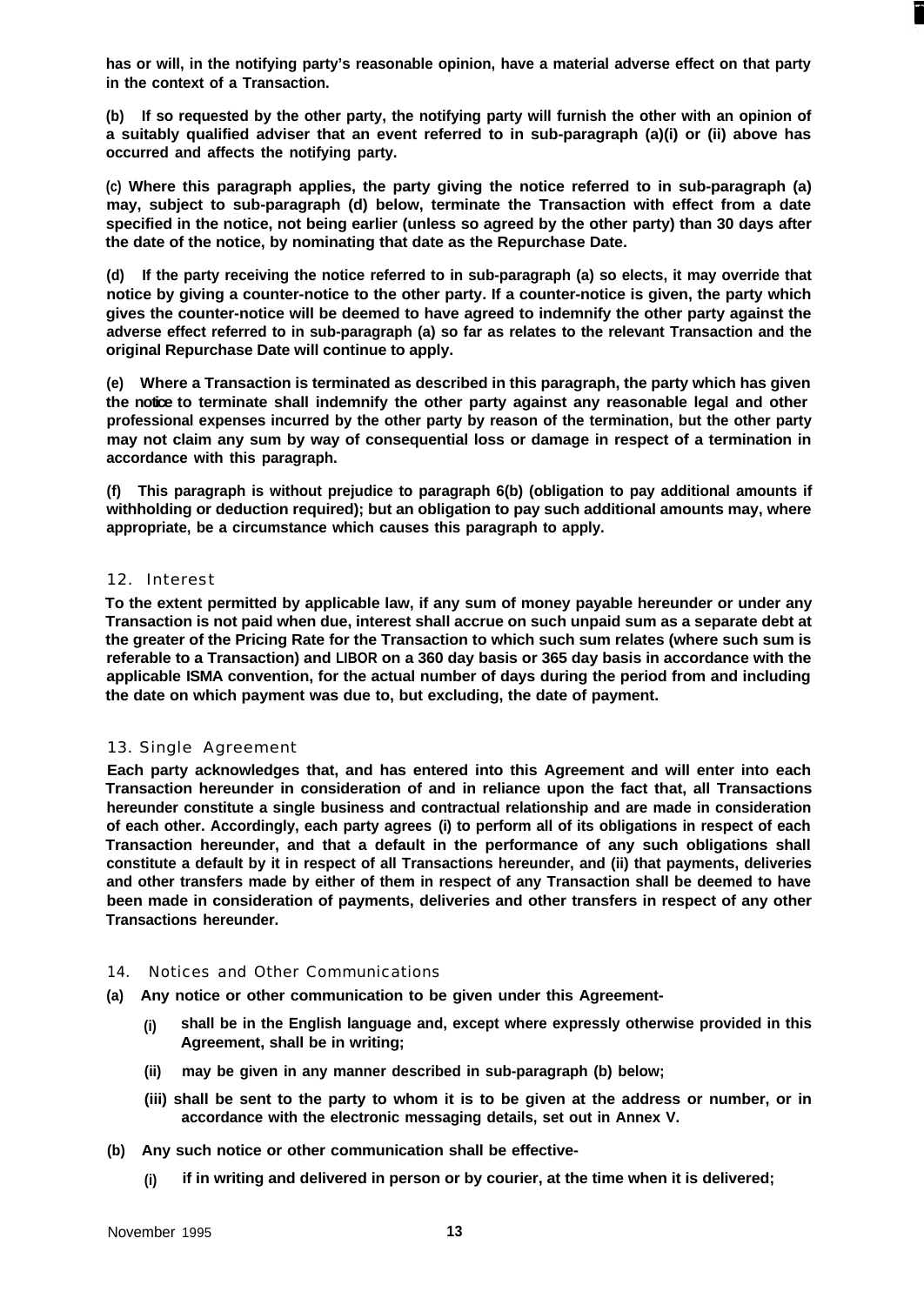**has or will, in the notifying party's reasonable opinion, have a material adverse effect on that party in the context of a Transaction.**

**(b) If so requested by the other party, the notifying party will furnish the other with an opinion of a suitably qualified adviser that an event referred to in sub-paragraph (a)(i) or (ii) above has occurred and affects the notifying party.**

**(c) Where this paragraph applies, the party giving the notice referred to in sub-paragraph (a) may, subject to sub-paragraph (d) below, terminate the Transaction with effect from a date specified in the notice, not being earlier (unless so agreed by the other party) than 30 days after the date of the notice, by nominating that date as the Repurchase Date.**

**(d) If the party receiving the notice referred to in sub-paragraph (a) so elects, it may override that notice by giving a counter-notice to the other party. If a counter-notice is given, the party which gives the counter-notice will be deemed to have agreed to indemnify the other party against the adverse effect referred to in sub-paragraph (a) so far as relates to the relevant Transaction and the original Repurchase Date will continue to apply.**

**(e) Where a Transaction is terminated as described in this paragraph, the party which has given the notice to terminate shall indemnify the other party against any reasonable legal and other professional expenses incurred by the other party by reason of the termination, but the other party may not claim any sum by way of consequential loss or damage in respect of a termination in accordance with this paragraph.**

**(f) This paragraph is without prejudice to paragraph 6(b) (obligation to pay additional amounts if withholding or deduction required); but an obligation to pay such additional amounts may, where appropriate, be a circumstance which causes this paragraph to apply.**

## 12. Interest

**To the extent permitted by applicable law, if any sum of money payable hereunder or under any Transaction is not paid when due, interest shall accrue on such unpaid sum as a separate debt at the greater of the Pricing Rate for the Transaction to which such sum relates (where such sum is referable to a Transaction) and LIBOR on a 360 day basis or 365 day basis in accordance with the applicable ISMA convention, for the actual number of days during the period from and including the date on which payment was due to, but excluding, the date of payment.**

## 13. Single Agreement

**Each party acknowledges that, and has entered into this Agreement and will enter into each Transaction hereunder in consideration of and in reliance upon the fact that, all Transactions hereunder constitute a single business and contractual relationship and are made in consideration of each other. Accordingly, each party agrees (i) to perform all of its obligations in respect of each Transaction hereunder, and that a default in the performance of any such obligations shall constitute a default by it in respect of all Transactions hereunder, and (ii) that payments, deliveries and other transfers made by either of them in respect of any Transaction shall be deemed to have been made in consideration of payments, deliveries and other transfers in respect of any other Transactions hereunder.**

## 14. Notices and Other Communications

**(a) Any notice or other communication to be given under this Agreement-**

- **(i) shall be in the English language and, except where expressly otherwise provided in this Agreement, shall be in writing;**
- **(ii) may be given in any manner described in sub-paragraph (b) below;**
- **(iii) shall be sent to the party to whom it is to be given at the address or number, or in accordance with the electronic messaging details, set out in Annex V.**

**(b) Any such notice or other communication shall be effective-**

- **(i) if in writing and delivered in person or by courier, at the time when it is delivered;**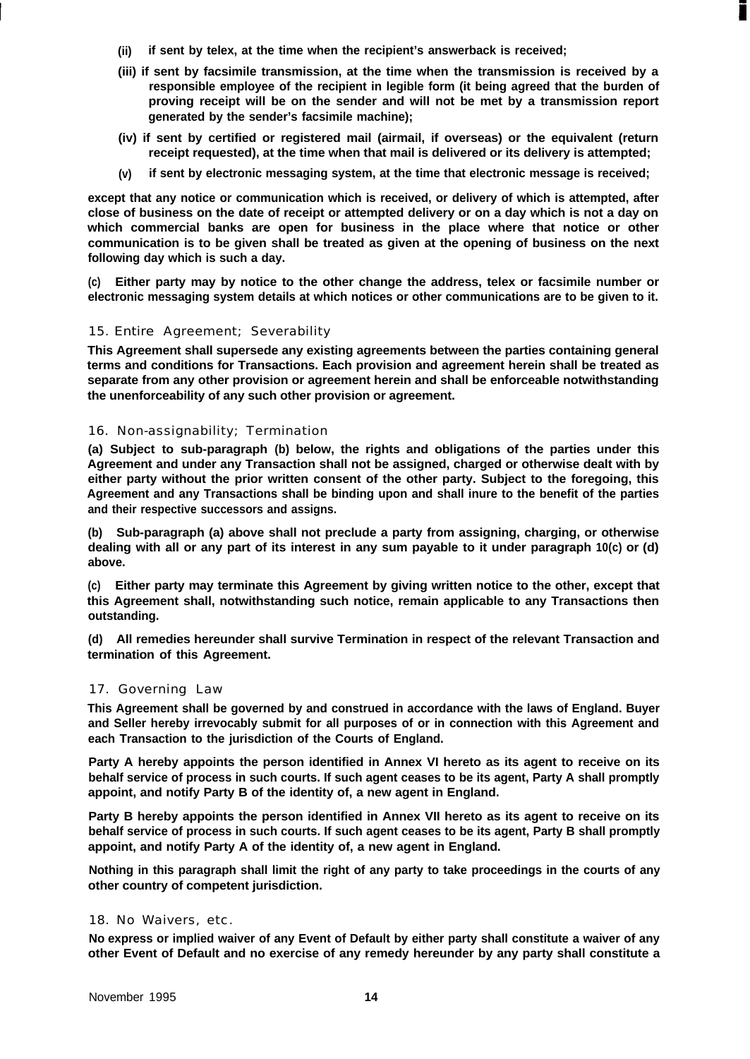(ii) if sent by telex, at the time when the recipient's answerback is received;

(iii) if sent by facsimile transmission, at the time when the transmission is received by a responsible employee of the recipient in legible form (it being agreed that the burden of proving receipt will be on the sender and will not be met by a transmission report generated by the sender's facsimile machine);

(iv) if sent by certified or registered mail (airmail, if overseas) or the equivalent (return receipt requested), at the time when that mail is delivered or its delivery is attempted;

(v) if sent by electronic messaging system, at the time that electronic message is received;

except that any notice or communication which is received, or delivery of which is attempted, after close of business on the date of receipt or attempted delivery or on a day which is not a day on which commercial banks are open for business in the place where that notice or other communication is to be given shall be treated as given at the opening of business on the next following day which is such a day.

(c) Either party may by notice to the other change the address, telex or facsimile number or electronic messaging system details at which notices or other communications are to be given to it.

## 15. Entire Agreement; Severability

This Agreement shall supersede any existing agreements between the parties containing general terms and conditions for Transactions. Each provision and agreement herein shall be treated as separate from any other provision or agreement herein and shall be enforceable notwithstanding the unenforceability of any such other provision or agreement.

## 16. Non-assignability; Termination

(a) Subject to sub-paragraph (b) below, the rights and obligations of the parties under this Agreement and under any Transaction shall not be assigned, charged or otherwise dealt with by either party without the prior written consent of the other party. Subject to the foregoing, this Agreement and any Transactions shall be binding upon and shall inure to the benefit of the parties and their respective successors and assigns.

(b) Sub-paragraph (a) above shall not preclude a party from assigning, charging, or otherwise dealing with all or any part of its interest in any sum payable to it under paragraph 10(c) or (d) above.

(c) Either party may terminate this Agreement by giving written notice to the other, except that this Agreement shall, notwithstanding such notice, remain applicable to any Transactions then outstanding.

(d) All remedies hereunder shall survive Termination in respect of the relevant Transaction and termination of this Agreement.

## 17. Governing Law

This Agreement shall be governed by and construed in accordance with the laws of England. Buyer and Seller hereby irrevocably submit for all purposes of or in connection with this Agreement and each Transaction to the jurisdiction of the Courts of England.

Party A hereby appoints the person identified in Annex VI hereto as its agent to receive on its behalf service of process in such courts. If such agent ceases to be its agent, Party A shall promptly appoint, and notify Party B of the identity of, a new agent in England.

Party B hereby appoints the person identified in Annex VII hereto as its agent to receive on its behalf service of process in such courts. If such agent ceases to be its agent, Party B shall promptly appoint, and notify Party A of the identity of, a new agent in England.

Nothing in this paragraph shall limit the right of any party to take proceedings in the courts of any other country of competent jurisdiction.

## 18. No Waivers, etc.

No express or implied waiver of any Event of Default by either party shall constitute a waiver of any other Event of Default and no exercise of any remedy hereunder by any party shall constitute a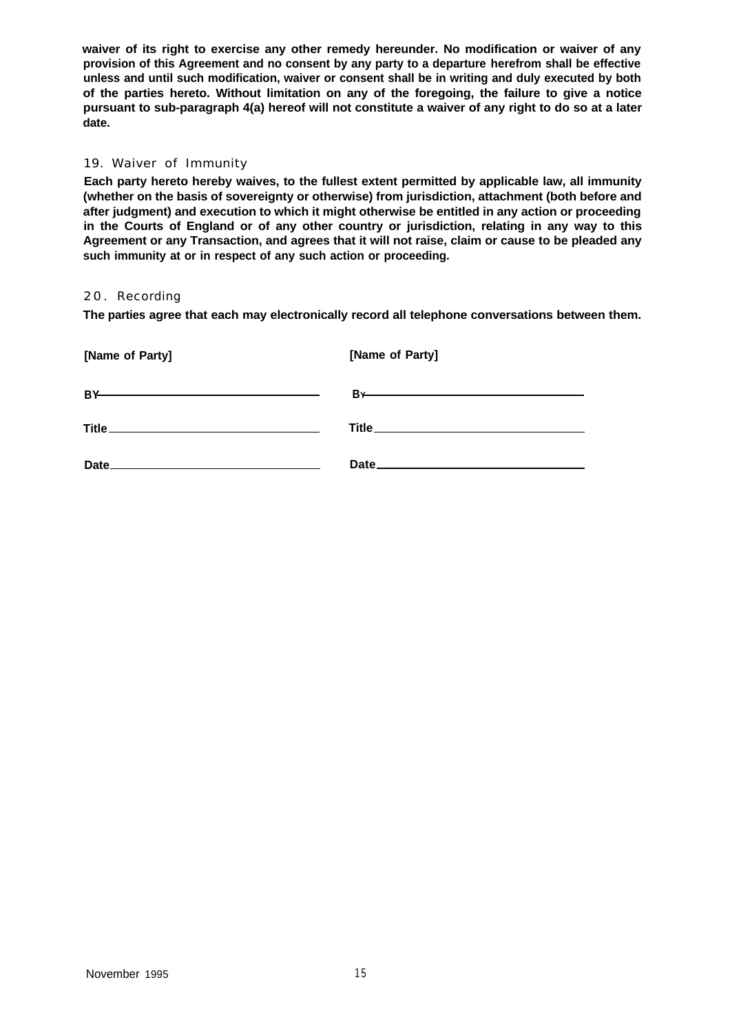**waiver of its right to exercise any other remedy hereunder. No modification or waiver of any provision of this Agreement and no consent by any party to a departure herefrom shall be effective unless and until such modification, waiver or consent shall be in writing and duly executed by both of the parties hereto. Without limitation on any of the foregoing, the failure to give a notice pursuant to sub-paragraph 4(a) hereof will not constitute a waiver of any right to do so at a later date.**

## 19. Waiver of Immunity

**Each party hereto hereby waives, to the fullest extent permitted by applicable law, all immunity (whether on the basis of sovereignty or otherwise) from jurisdiction, attachment (both before and after judgment) and execution to which it might otherwise be entitled in any action or proceeding in the Courts of England or of any other country or jurisdiction, relating in any way to this Agreement or any Transaction, and agrees that it will not raise, claim or cause to be pleaded any such immunity at or in respect of any such action or proceeding.**

## 20. Recording

**The parties agree that each may electronically record all telephone conversations between them.**

| **[Name of Party]** | **[Name of Party]** |
|---|---|
| **BY** ______________________________ | **BY** ______________________________ |
| **Title** ______________________________ | **Title** ______________________________ |
| **Date** ______________________________ | **Date** ______________________________ |

November 1995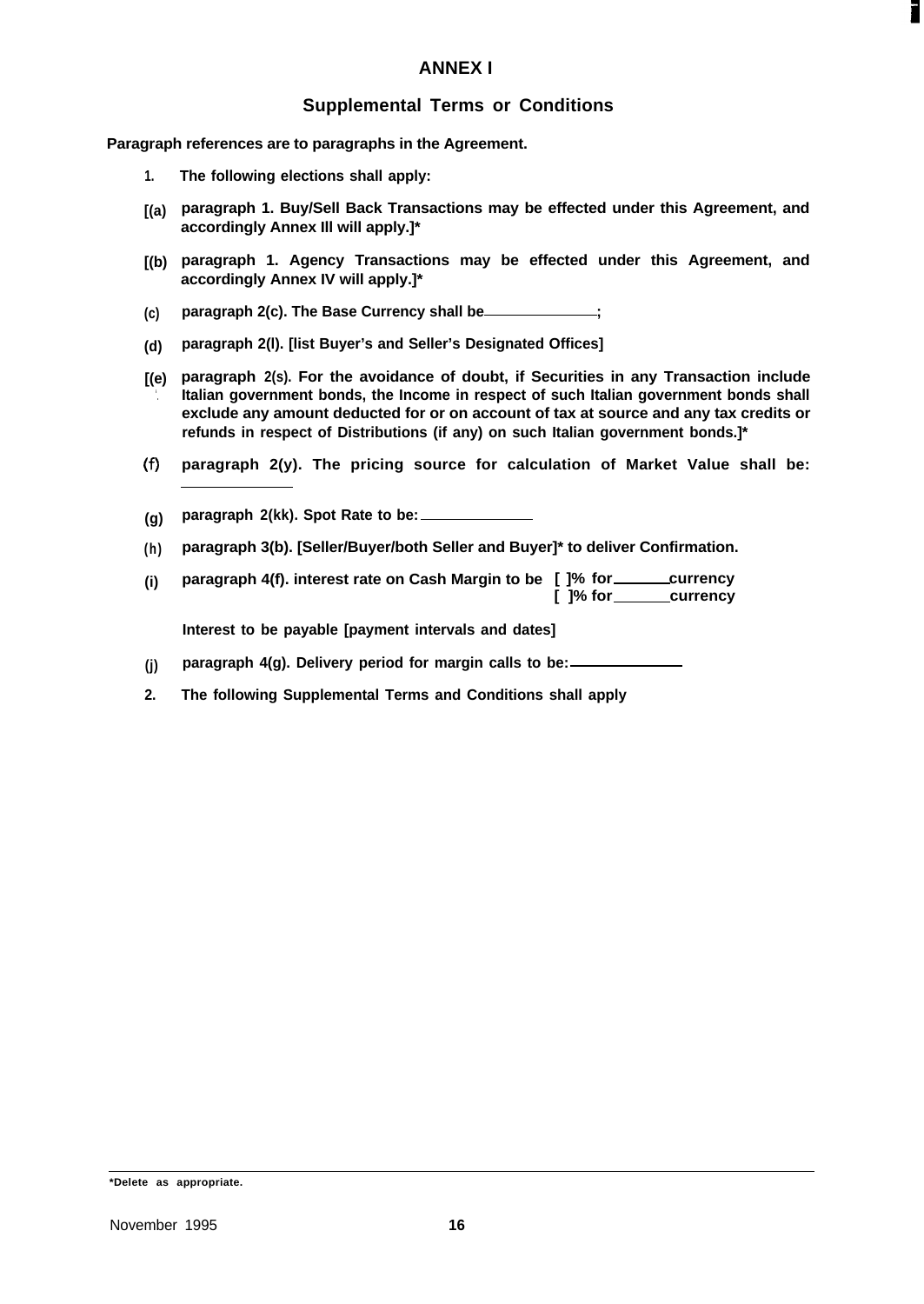# ANNEX I

## Supplemental Terms or Conditions

**Paragraph references are to paragraphs in the Agreement.**

**1. The following elections shall apply:**

**[(a) paragraph 1. Buy/Sell Back Transactions may be effected under this Agreement, and accordingly Annex III will apply.]***

**[(b) paragraph 1. Agency Transactions may be effected under this Agreement, and accordingly Annex IV will apply.]***

**(c) paragraph 2(c). The Base Currency shall be \_\_\_\_\_\_\_\_\_\_\_\_;**

**(d) paragraph 2(l). [list Buyer's and Seller's Designated Offices]**

**[(e) paragraph 2(s). For the avoidance of doubt, if Securities in any Transaction include Italian government bonds, the Income in respect of such Italian government bonds shall exclude any amount deducted for or on account of tax at source and any tax credits or refunds in respect of Distributions (if any) on such Italian government bonds.]***

**(f) paragraph 2(y). The pricing source for calculation of Market Value shall be: \_\_\_\_\_\_\_\_\_\_\_\_**

**(g) paragraph 2(kk). Spot Rate to be: \_\_\_\_\_\_\_\_\_\_\_\_**

**(h) paragraph 3(b). [Seller/Buyer/both Seller and Buyer]* to deliver Confirmation.**

**(i) paragraph 4(f). interest rate on Cash Margin to be [ ]% for \_\_\_\_\_\_ currency**
**[ ]% for \_\_\_\_\_\_ currency**

**Interest to be payable [payment intervals and dates]**

**(j) paragraph 4(g). Delivery period for margin calls to be: \_\_\_\_\_\_\_\_\_\_\_\_**

**2. The following Supplemental Terms and Conditions shall apply**

---

***Delete as appropriate.**

November 1995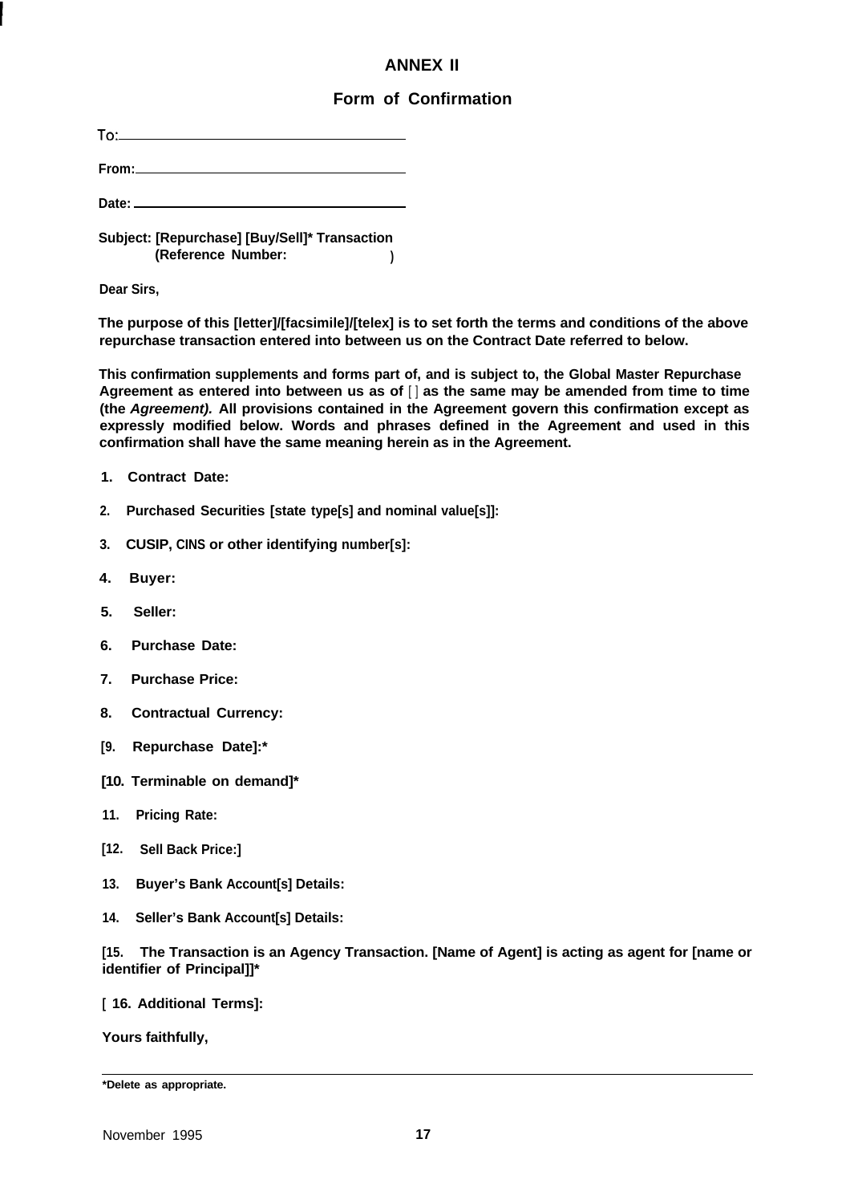# ANNEX II

## Form of Confirmation

To: ______________________

**From:** ______________________

**Date:** ______________________

**Subject: [Repurchase] [Buy/Sell]* Transaction**
**(Reference Number: )**

**Dear Sirs,**

**The purpose of this [letter]/[facsimile]/[telex] is to set forth the terms and conditions of the above repurchase transaction entered into between us on the Contract Date referred to below.**

**This confirmation supplements and forms part of, and is subject to, the Global Master Repurchase Agreement as entered into between us as of [ ] as the same may be amended from time to time (the *Agreement).* All provisions contained in the Agreement govern this confirmation except as expressly modified below. Words and phrases defined in the Agreement and used in this confirmation shall have the same meaning herein as in the Agreement.**

**1. Contract Date:**

**2. Purchased Securities [state type[s] and nominal value[s]]:**

**3. CUSIP, CINS or other identifying number[s]:**

**4. Buyer:**

**5. Seller:**

**6. Purchase Date:**

**7. Purchase Price:**

**8. Contractual Currency:**

**[9. Repurchase Date]:***

**[10. Terminable on demand]***

**11. Pricing Rate:**

**[12. Sell Back Price:]**

**13. Buyer's Bank Account[s] Details:**

**14. Seller's Bank Account[s] Details:**

**[15. The Transaction is an Agency Transaction. [Name of Agent] is acting as agent for [name or identifier of Principal]]***

**[ 16. Additional Terms]:**

**Yours faithfully,**

---

***Delete as appropriate.**

November 1995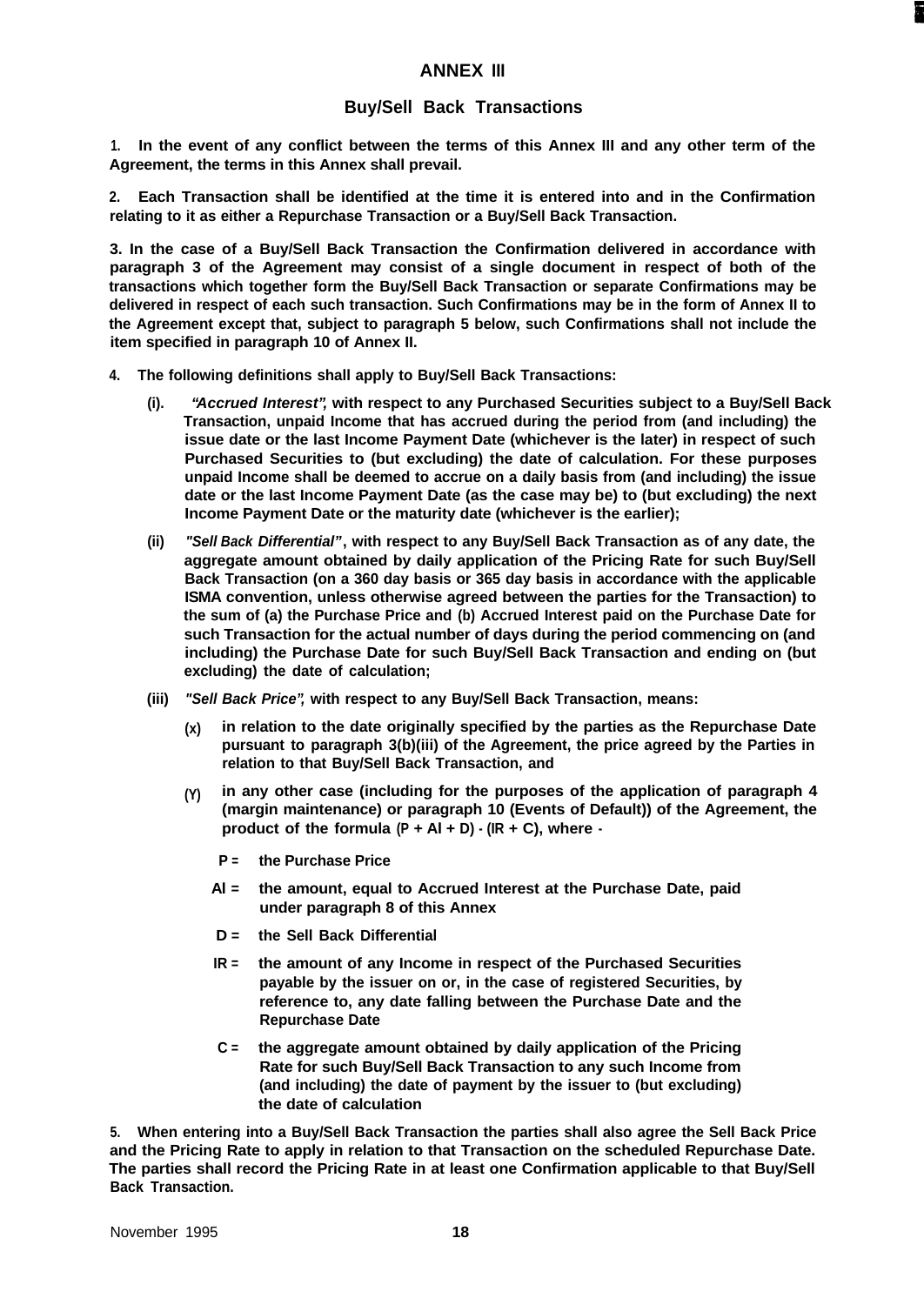# ANNEX III

## Buy/Sell Back Transactions

**1. In the event of any conflict between the terms of this Annex III and any other term of the Agreement, the terms in this Annex shall prevail.**

**2. Each Transaction shall be identified at the time it is entered into and in the Confirmation relating to it as either a Repurchase Transaction or a Buy/Sell Back Transaction.**

**3. In the case of a Buy/Sell Back Transaction the Confirmation delivered in accordance with paragraph 3 of the Agreement may consist of a single document in respect of both of the transactions which together form the Buy/Sell Back Transaction or separate Confirmations may be delivered in respect of each such transaction. Such Confirmations may be in the form of Annex II to the Agreement except that, subject to paragraph 5 below, such Confirmations shall not include the item specified in paragraph 10 of Annex II.**

**4. The following definitions shall apply to Buy/Sell Back Transactions:**

**(i).** ***"Accrued Interest",*** **with respect to any Purchased Securities subject to a Buy/Sell Back Transaction, unpaid Income that has accrued during the period from (and including) the issue date or the last Income Payment Date (whichever is the later) in respect of such Purchased Securities to (but excluding) the date of calculation. For these purposes unpaid Income shall be deemed to accrue on a daily basis from (and including) the issue date or the last Income Payment Date (as the case may be) to (but excluding) the next Income Payment Date or the maturity date (whichever is the earlier);**

**(ii)** ***"Sell Back Differential"*****, with respect to any Buy/Sell Back Transaction as of any date, the aggregate amount obtained by daily application of the Pricing Rate for such Buy/Sell Back Transaction (on a 360 day basis or 365 day basis in accordance with the applicable ISMA convention, unless otherwise agreed between the parties for the Transaction) to the sum of (a) the Purchase Price and (b) Accrued Interest paid on the Purchase Date for such Transaction for the actual number of days during the period commencing on (and including) the Purchase Date for such Buy/Sell Back Transaction and ending on (but excluding) the date of calculation;**

**(iii)** ***"Sell Back Price",*** **with respect to any Buy/Sell Back Transaction, means:**

**(x)** **in relation to the date originally specified by the parties as the Repurchase Date pursuant to paragraph 3(b)(iii) of the Agreement, the price agreed by the Parties in relation to that Buy/Sell Back Transaction, and**

**(Y)** **in any other case (including for the purposes of the application of paragraph 4 (margin maintenance) or paragraph 10 (Events of Default)) of the Agreement, the product of the formula $(P + AI + D) - (IR + C)$, where -**

**P =** **the Purchase Price**

**AI =** **the amount, equal to Accrued Interest at the Purchase Date, paid under paragraph 8 of this Annex**

**D =** **the Sell Back Differential**

**IR =** **the amount of any Income in respect of the Purchased Securities payable by the issuer on or, in the case of registered Securities, by reference to, any date falling between the Purchase Date and the Repurchase Date**

**C =** **the aggregate amount obtained by daily application of the Pricing Rate for such Buy/Sell Back Transaction to any such Income from (and including) the date of payment by the issuer to (but excluding) the date of calculation**

**5. When entering into a Buy/Sell Back Transaction the parties shall also agree the Sell Back Price and the Pricing Rate to apply in relation to that Transaction on the scheduled Repurchase Date. The parties shall record the Pricing Rate in at least one Confirmation applicable to that Buy/Sell Back Transaction.**

November 1995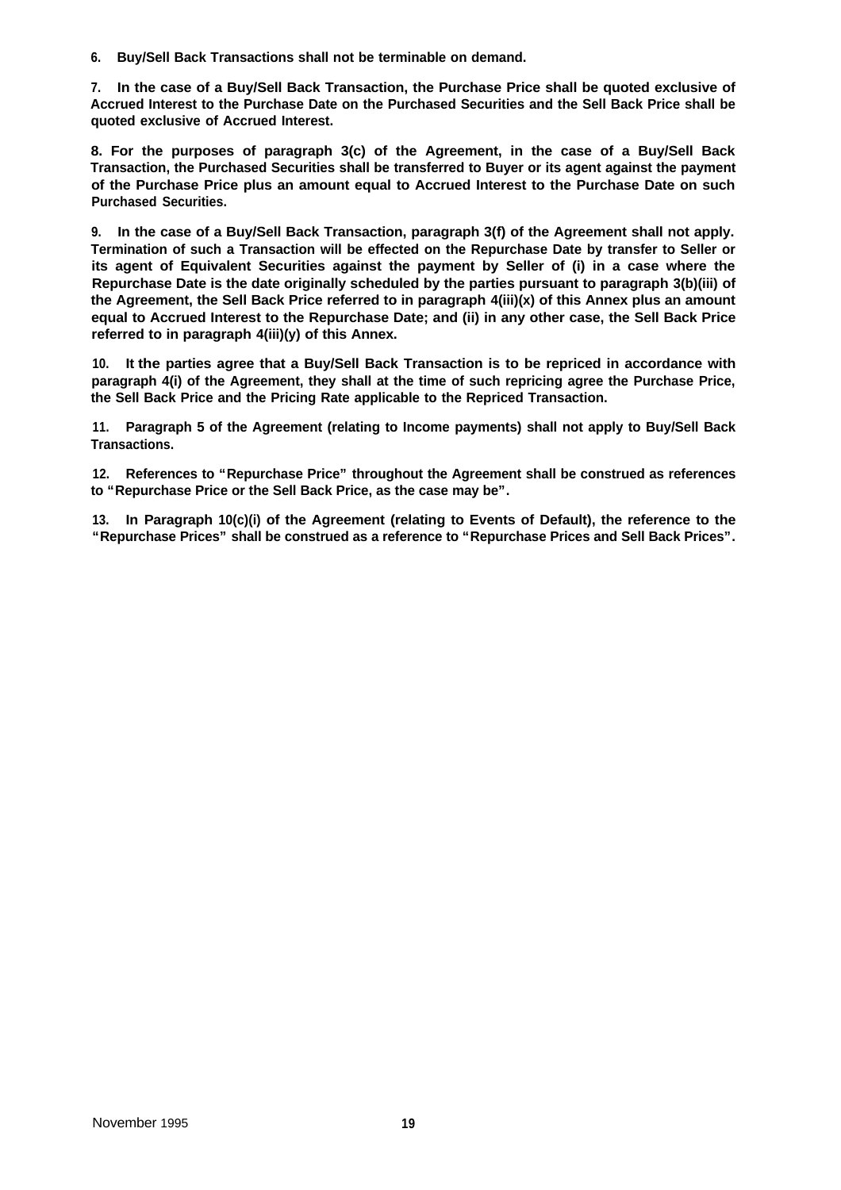**6. Buy/Sell Back Transactions shall not be terminable on demand.**

**7. In the case of a Buy/Sell Back Transaction, the Purchase Price shall be quoted exclusive of Accrued Interest to the Purchase Date on the Purchased Securities and the Sell Back Price shall be quoted exclusive of Accrued Interest.**

**8. For the purposes of paragraph 3(c) of the Agreement, in the case of a Buy/Sell Back Transaction, the Purchased Securities shall be transferred to Buyer or its agent against the payment of the Purchase Price plus an amount equal to Accrued Interest to the Purchase Date on such Purchased Securities.**

**9. In the case of a Buy/Sell Back Transaction, paragraph 3(f) of the Agreement shall not apply. Termination of such a Transaction will be effected on the Repurchase Date by transfer to Seller or its agent of Equivalent Securities against the payment by Seller of (i) in a case where the Repurchase Date is the date originally scheduled by the parties pursuant to paragraph 3(b)(iii) of the Agreement, the Sell Back Price referred to in paragraph 4(iii)(x) of this Annex plus an amount equal to Accrued Interest to the Repurchase Date; and (ii) in any other case, the Sell Back Price referred to in paragraph 4(iii)(y) of this Annex.**

**10. It the parties agree that a Buy/Sell Back Transaction is to be repriced in accordance with paragraph 4(i) of the Agreement, they shall at the time of such repricing agree the Purchase Price, the Sell Back Price and the Pricing Rate applicable to the Repriced Transaction.**

**11. Paragraph 5 of the Agreement (relating to Income payments) shall not apply to Buy/Sell Back Transactions.**

**12. References to "Repurchase Price" throughout the Agreement shall be construed as references to "Repurchase Price or the Sell Back Price, as the case may be".**

**13. In Paragraph 10(c)(i) of the Agreement (relating to Events of Default), the reference to the "Repurchase Prices" shall be construed as a reference to "Repurchase Prices and Sell Back Prices".**

November 1995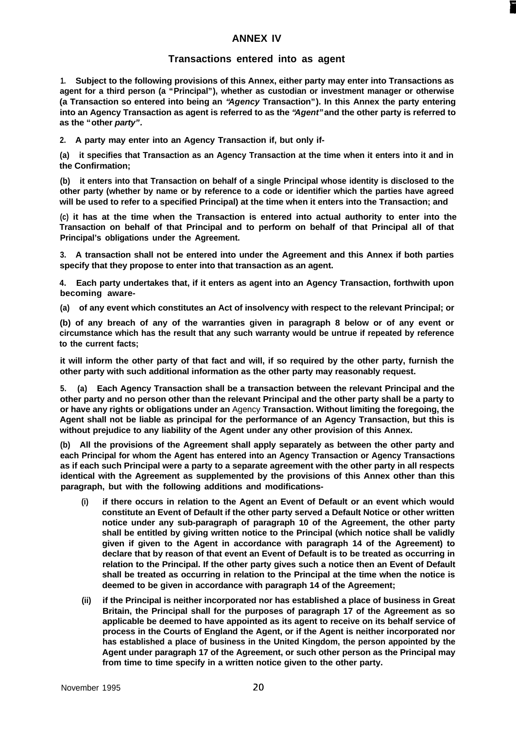# ANNEX IV

## Transactions entered into as agent

**1. Subject to the following provisions of this Annex, either party may enter into Transactions as agent for a third person (a "Principal"), whether as custodian or investment manager or otherwise (a Transaction so entered into being an *"Agency* Transaction"). In this Annex the party entering into an Agency Transaction as agent is referred to as the *"Agent"* and the other party is referred to as the "other *party"*.**

**2. A party may enter into an Agency Transaction if, but only if-**

**(a) it specifies that Transaction as an Agency Transaction at the time when it enters into it and in the Confirmation;**

**(b) it enters into that Transaction on behalf of a single Principal whose identity is disclosed to the other party (whether by name or by reference to a code or identifier which the parties have agreed will be used to refer to a specified Principal) at the time when it enters into the Transaction; and**

**(c) it has at the time when the Transaction is entered into actual authority to enter into the Transaction on behalf of that Principal and to perform on behalf of that Principal all of that Principal's obligations under the Agreement.**

**3. A transaction shall not be entered into under the Agreement and this Annex if both parties specify that they propose to enter into that transaction as an agent.**

**4. Each party undertakes that, if it enters as agent into an Agency Transaction, forthwith upon becoming aware-**

**(a) of any event which constitutes an Act of insolvency with respect to the relevant Principal; or**

**(b) of any breach of any of the warranties given in paragraph 8 below or of any event or circumstance which has the result that any such warranty would be untrue if repeated by reference to the current facts;**

**it will inform the other party of that fact and will, if so required by the other party, furnish the other party with such additional information as the other party may reasonably request.**

**5. (a) Each Agency Transaction shall be a transaction between the relevant Principal and the other party and no person other than the relevant Principal and the other party shall be a party to or have any rights or obligations under an** Agency **Transaction. Without limiting the foregoing, the Agent shall not be liable as principal for the performance of an Agency Transaction, but this is without prejudice to any liability of the Agent under any other provision of this Annex.**

**(b) All the provisions of the Agreement shall apply separately as between the other party and each Principal for whom the Agent has entered into an Agency Transaction or Agency Transactions as if each such Principal were a party to a separate agreement with the other party in all respects identical with the Agreement as supplemented by the provisions of this Annex other than this paragraph, but with the following additions and modifications-**

- **(i) if there occurs in relation to the Agent an Event of Default or an event which would constitute an Event of Default if the other party served a Default Notice or other written notice under any sub-paragraph of paragraph 10 of the Agreement, the other party shall be entitled by giving written notice to the Principal (which notice shall be validly given if given to the Agent in accordance with paragraph 14 of the Agreement) to declare that by reason of that event an Event of Default is to be treated as occurring in relation to the Principal. If the other party gives such a notice then an Event of Default shall be treated as occurring in relation to the Principal at the time when the notice is deemed to be given in accordance with paragraph 14 of the Agreement;**

- **(ii) if the Principal is neither incorporated nor has established a place of business in Great Britain, the Principal shall for the purposes of paragraph 17 of the Agreement as so applicable be deemed to have appointed as its agent to receive on its behalf service of process in the Courts of England the Agent, or if the Agent is neither incorporated nor has established a place of business in the United Kingdom, the person appointed by the Agent under paragraph 17 of the Agreement, or such other person as the Principal may from time to time specify in a written notice given to the other party.**

November 1995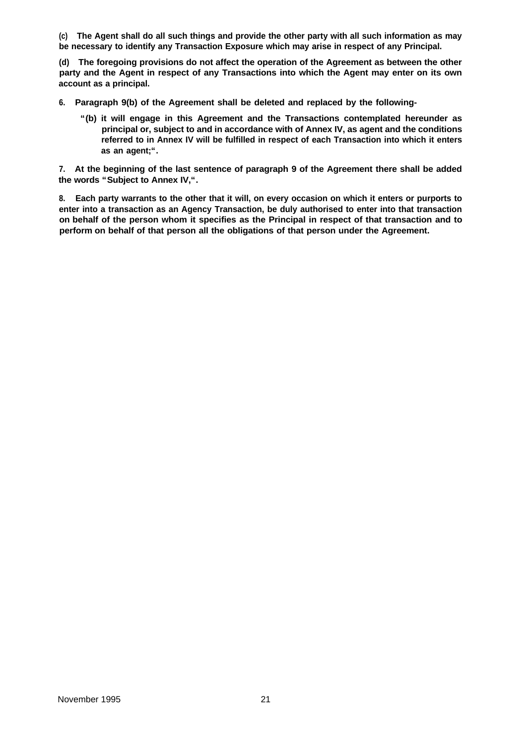**(c) The Agent shall do all such things and provide the other party with all such information as may be necessary to identify any Transaction Exposure which may arise in respect of any Principal.**

**(d) The foregoing provisions do not affect the operation of the Agreement as between the other party and the Agent in respect of any Transactions into which the Agent may enter on its own account as a principal.**

**6. Paragraph 9(b) of the Agreement shall be deleted and replaced by the following-**

> **"(b) it will engage in this Agreement and the Transactions contemplated hereunder as principal or, subject to and in accordance with of Annex IV, as agent and the conditions referred to in Annex IV will be fulfilled in respect of each Transaction into which it enters as an agent;".**

**7. At the beginning of the last sentence of paragraph 9 of the Agreement there shall be added the words "Subject to Annex IV,".**

**8. Each party warrants to the other that it will, on every occasion on which it enters or purports to enter into a transaction as an Agency Transaction, be duly authorised to enter into that transaction on behalf of the person whom it specifies as the Principal in respect of that transaction and to perform on behalf of that person all the obligations of that person under the Agreement.**

November 1995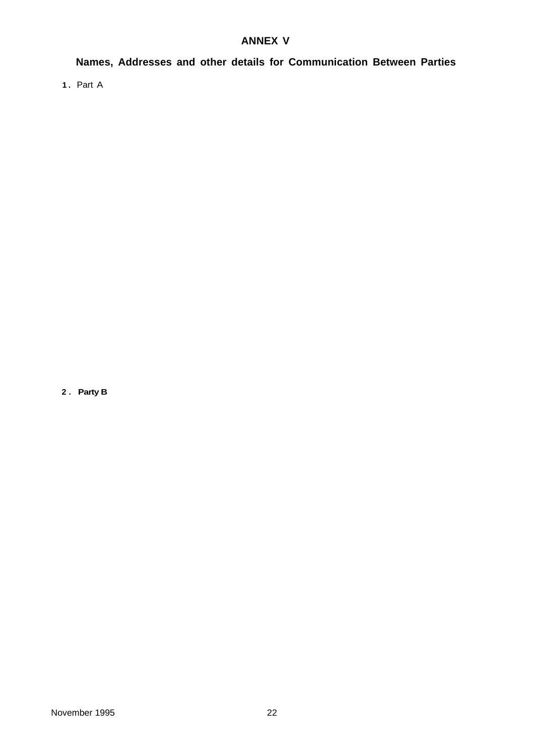# ANNEX V

## Names, Addresses and other details for Communication Between Parties

1. Part A

2. **Party B**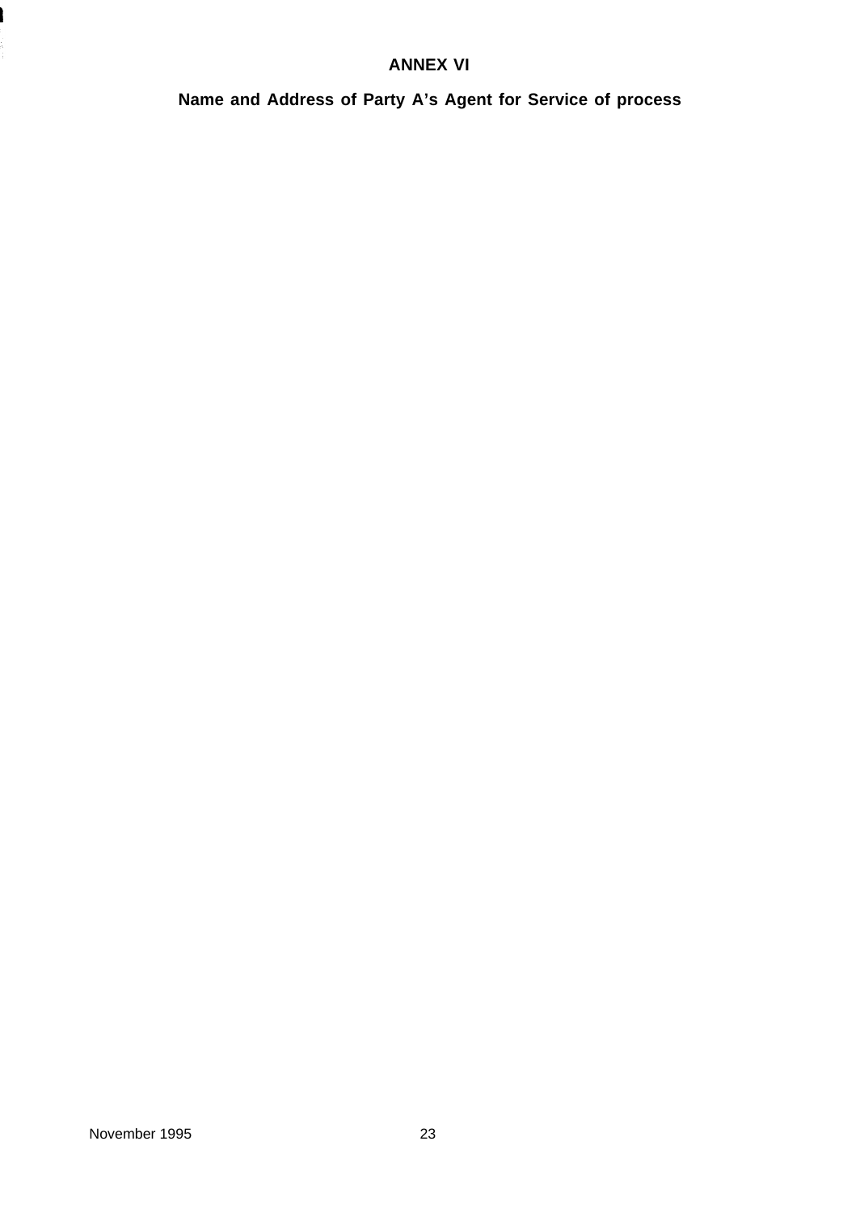# ANNEX VI

## Name and Address of Party A's Agent for Service of process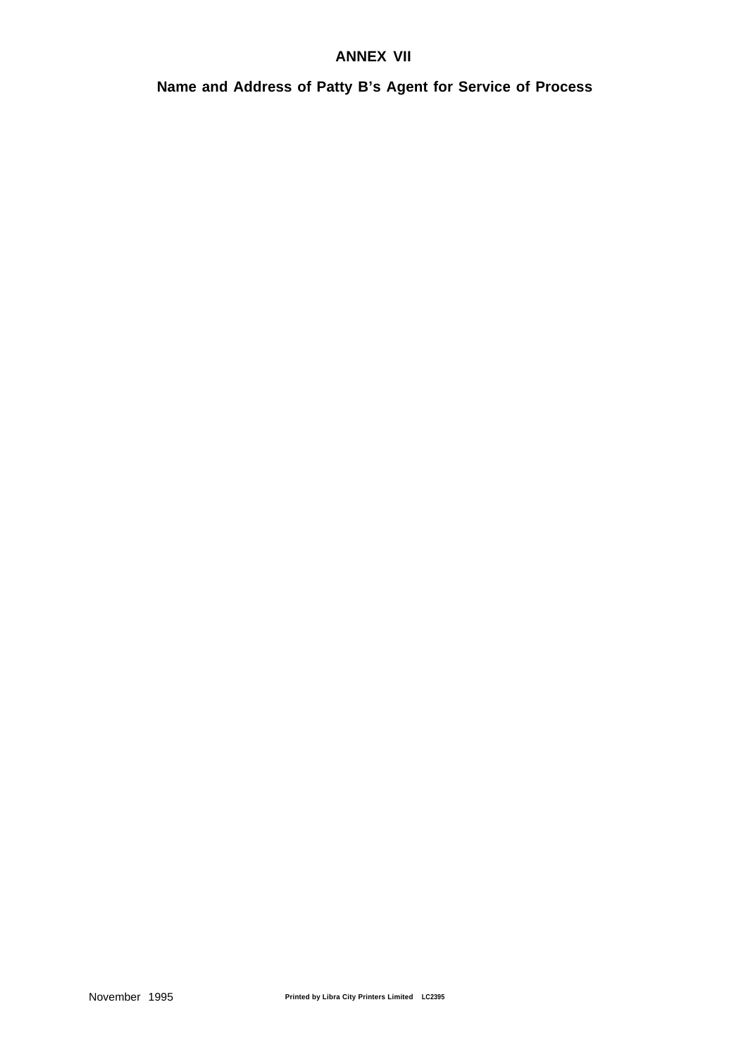# ANNEX VII

## Name and Address of Patty B's Agent for Service of Process